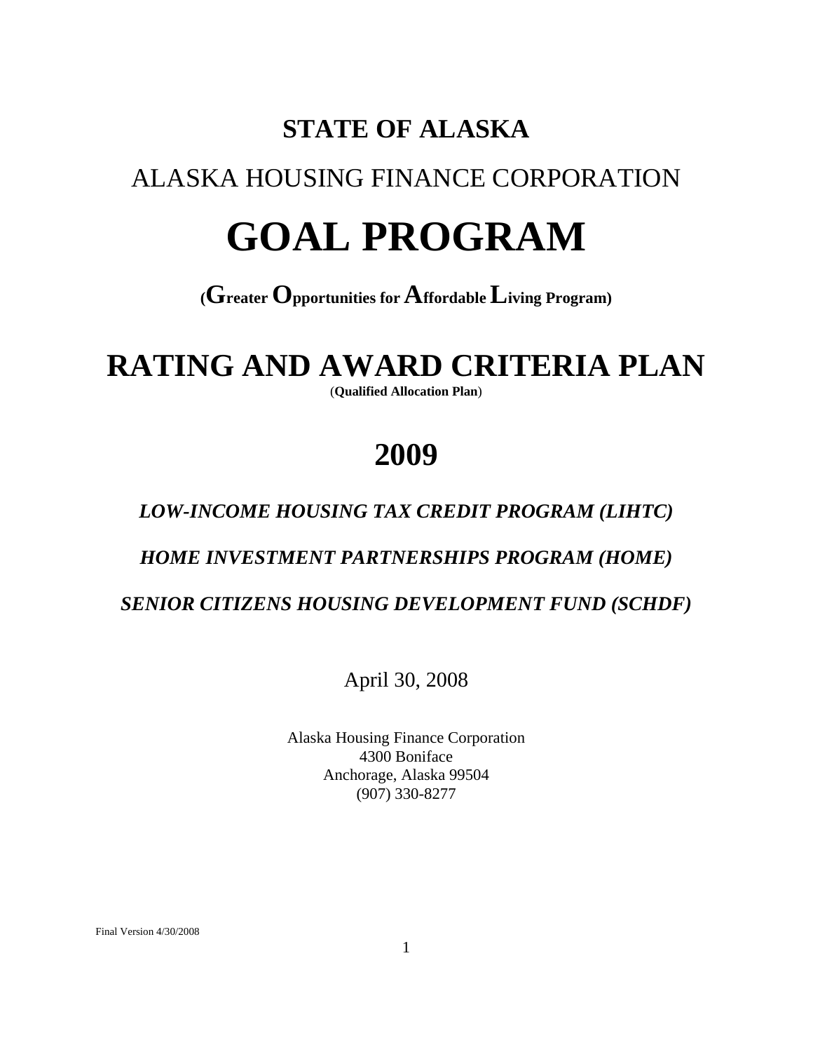# STATE OF ALASKA

## ALASKA HOUSING FINANCE CORPORATION

# GOAL PROGRAM

**(Greater Opportunities for Affordable Living Program)**

# RATING AND AWARD CRITERIA PLAN

(**Qualified Allocation Plan**)

# 2009

***LOW-INCOME HOUSING TAX CREDIT PROGRAM (LIHTC)***

***HOME INVESTMENT PARTNERSHIPS PROGRAM (HOME)***

***SENIOR CITIZENS HOUSING DEVELOPMENT FUND (SCHDF)***

April 30, 2008

Alaska Housing Finance Corporation
4300 Boniface
Anchorage, Alaska 99504
(907) 330-8277

Final Version 4/30/2008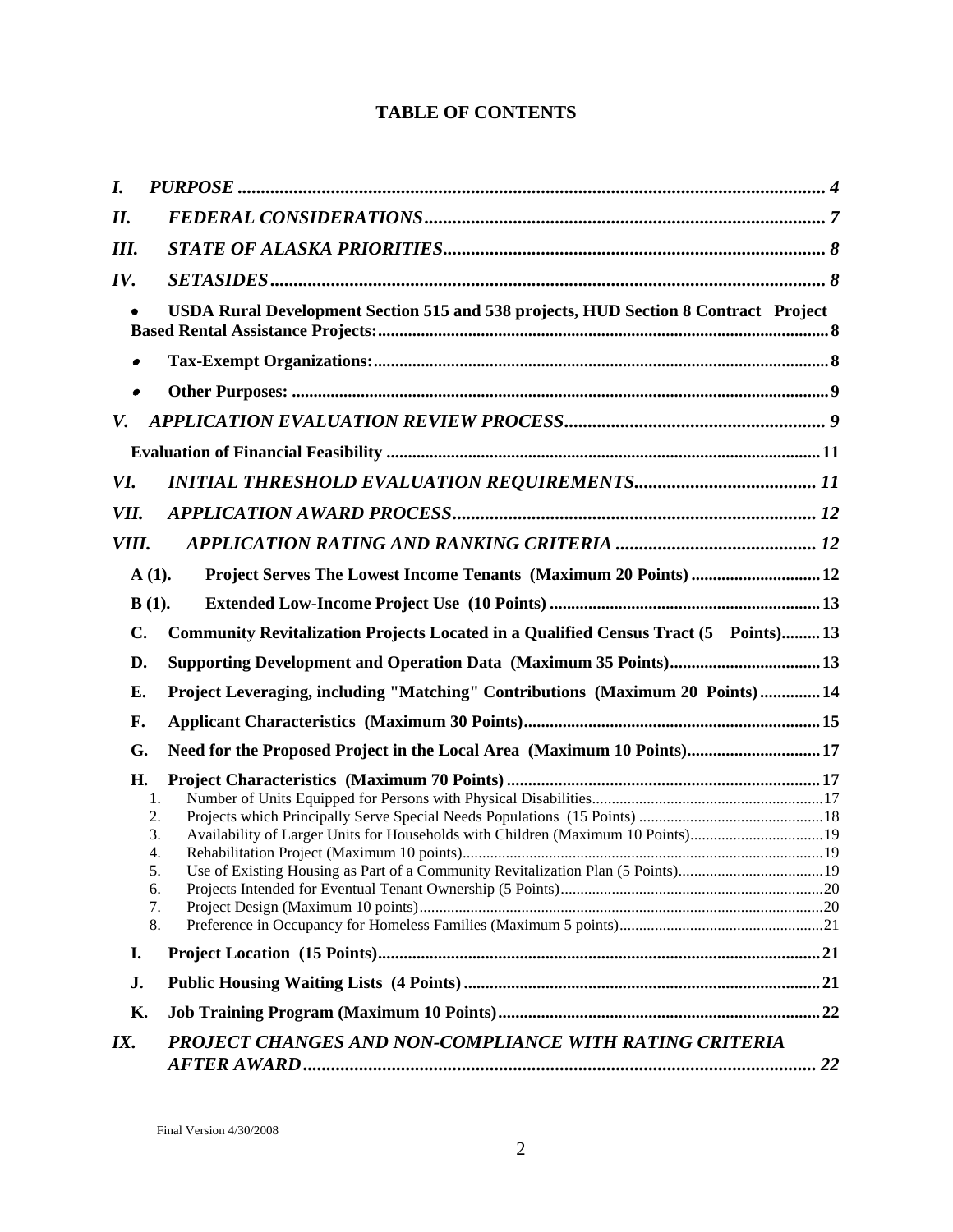# TABLE OF CONTENTS

*I. PURPOSE* ............................................................................................................ 4

*II. FEDERAL CONSIDERATIONS* ..................................................................................... 7

*III. STATE OF ALASKA PRIORITIES* .................................................................................. 8

*IV. SETASIDES* .......................................................................................................... 8

- **USDA Rural Development Section 515 and 538 projects, HUD Section 8 Contract Project Based Rental Assistance Projects:** ..................................................................................... 8
- **Tax-Exempt Organizations:** ........................................................................................ 8
- **Other Purposes:** ....................................................................................................... 9

*V. APPLICATION EVALUATION REVIEW PROCESS* ............................................................ 9

**Evaluation of Financial Feasibility** .................................................................................. 11

*VI. INITIAL THRESHOLD EVALUATION REQUIREMENTS* .................................................... 11

*VII. APPLICATION AWARD PROCESS* .............................................................................. 12

*VIII. APPLICATION RATING AND RANKING CRITERIA* ......................................................... 12

**A (1). Project Serves The Lowest Income Tenants (Maximum 20 Points)** ................................. 12

**B (1). Extended Low-Income Project Use (10 Points)** .......................................................... 13

**C. Community Revitalization Projects Located in a Qualified Census Tract (5 Points)** ............. 13

**D. Supporting Development and Operation Data (Maximum 35 Points)** ................................. 13

**E. Project Leveraging, including "Matching" Contributions (Maximum 20 Points)** .................. 14

**F. Applicant Characteristics (Maximum 30 Points)** .......................................................... 15

**G. Need for the Proposed Project in the Local Area (Maximum 10 Points)** ........................... 17

**H. Project Characteristics (Maximum 70 Points)** ............................................................. 17

1. Number of Units Equipped for Persons with Physical Disabilities ........................................ 17
2. Projects which Principally Serve Special Needs Populations (15 Points) ............................... 18
3. Availability of Larger Units for Households with Children (Maximum 10 Points) ..................... 19
4. Rehabilitation Project (Maximum 10 points) ................................................................... 19
5. Use of Existing Housing as Part of a Community Revitalization Plan (5 Points) ....................... 19
6. Projects Intended for Eventual Tenant Ownership (5 Points) ............................................... 20
7. Project Design (Maximum 10 points) ............................................................................ 20
8. Preference in Occupancy for Homeless Families (Maximum 5 points) .................................... 21

**I. Project Location (15 Points)** ...................................................................................... 21

**J. Public Housing Waiting Lists (4 Points)** ........................................................................ 21

**K. Job Training Program (Maximum 10 Points)** ................................................................. 22

*IX. PROJECT CHANGES AND NON-COMPLIANCE WITH RATING CRITERIA AFTER AWARD* ................. 22

Final Version 4/30/2008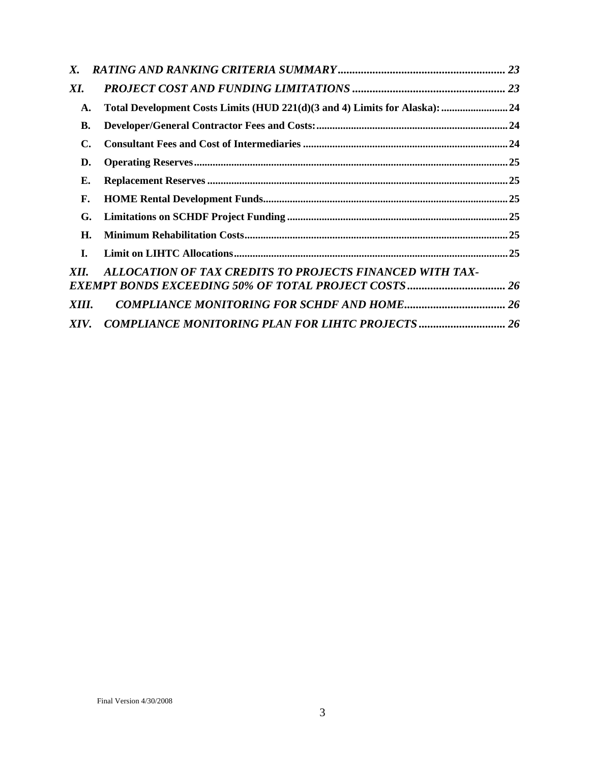*X. RATING AND RANKING CRITERIA SUMMARY ......................................................... 23*

*XI. PROJECT COST AND FUNDING LIMITATIONS ..................................................... 23*

**A. Total Development Costs Limits (HUD 221(d)(3 and 4) Limits for Alaska): ......................... 24**

**B. Developer/General Contractor Fees and Costs: ....................................................................... 24**

**C. Consultant Fees and Cost of Intermediaries ............................................................................ 24**

**D. Operating Reserves ..................................................................................................................... 25**

**E. Replacement Reserves ................................................................................................................ 25**

**F. HOME Rental Development Funds ........................................................................................... 25**

**G. Limitations on SCHDF Project Funding .................................................................................. 25**

**H. Minimum Rehabilitation Costs .................................................................................................. 25**

**I. Limit on LIHTC Allocations ....................................................................................................... 25**

*XII. ALLOCATION OF TAX CREDITS TO PROJECTS FINANCED WITH TAX-EXEMPT BONDS EXCEEDING 50% OF TOTAL PROJECT COSTS .................................. 26*

*XIII. COMPLIANCE MONITORING FOR SCHDF AND HOME ................................... 26*

*XIV. COMPLIANCE MONITORING PLAN FOR LIHTC PROJECTS .............................. 26*

Final Version 4/30/2008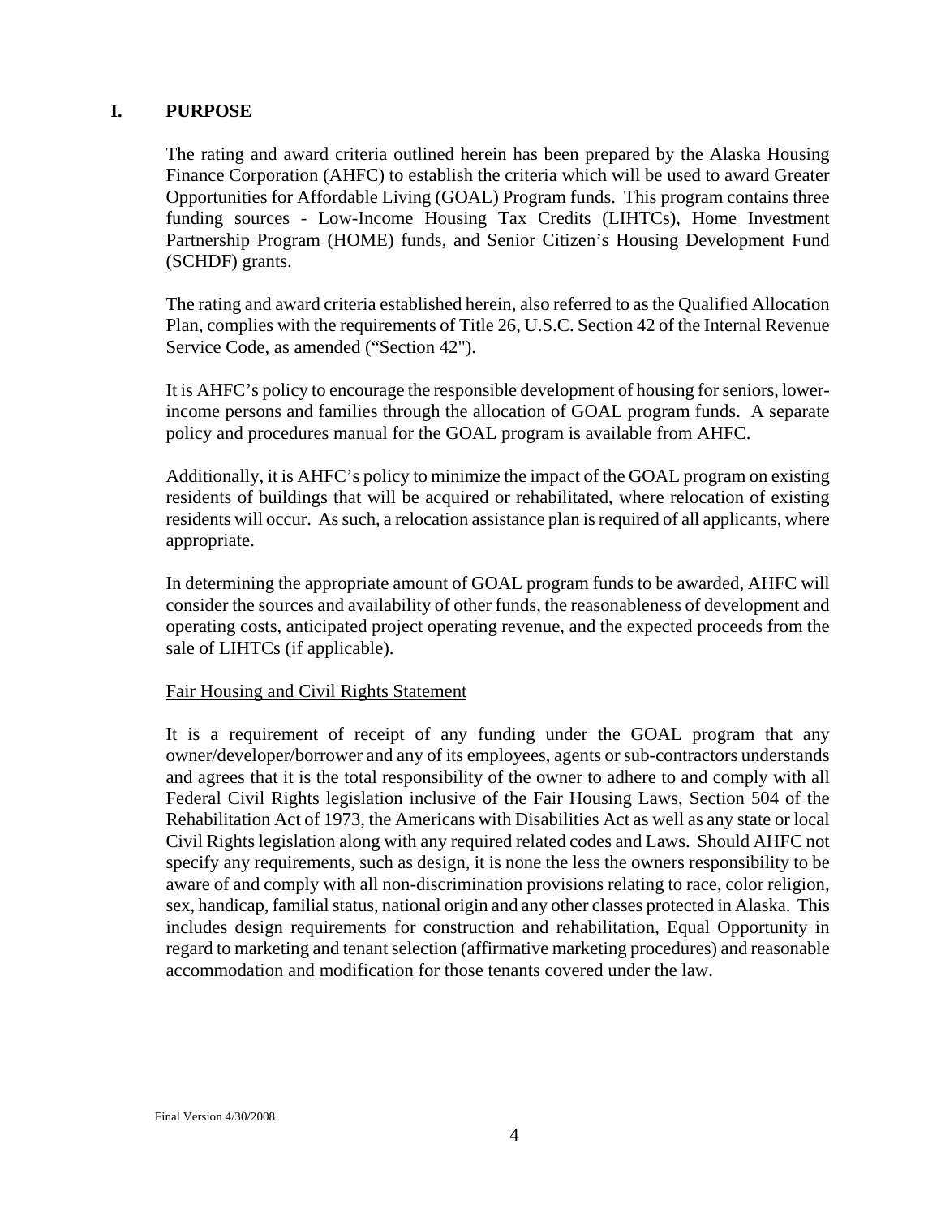## I. PURPOSE

The rating and award criteria outlined herein has been prepared by the Alaska Housing Finance Corporation (AHFC) to establish the criteria which will be used to award Greater Opportunities for Affordable Living (GOAL) Program funds. This program contains three funding sources - Low-Income Housing Tax Credits (LIHTCs), Home Investment Partnership Program (HOME) funds, and Senior Citizen's Housing Development Fund (SCHDF) grants.

The rating and award criteria established herein, also referred to as the Qualified Allocation Plan, complies with the requirements of Title 26, U.S.C. Section 42 of the Internal Revenue Service Code, as amended ("Section 42").

It is AHFC's policy to encourage the responsible development of housing for seniors, lower-income persons and families through the allocation of GOAL program funds. A separate policy and procedures manual for the GOAL program is available from AHFC.

Additionally, it is AHFC's policy to minimize the impact of the GOAL program on existing residents of buildings that will be acquired or rehabilitated, where relocation of existing residents will occur. As such, a relocation assistance plan is required of all applicants, where appropriate.

In determining the appropriate amount of GOAL program funds to be awarded, AHFC will consider the sources and availability of other funds, the reasonableness of development and operating costs, anticipated project operating revenue, and the expected proceeds from the sale of LIHTCs (if applicable).

Fair Housing and Civil Rights Statement

It is a requirement of receipt of any funding under the GOAL program that any owner/developer/borrower and any of its employees, agents or sub-contractors understands and agrees that it is the total responsibility of the owner to adhere to and comply with all Federal Civil Rights legislation inclusive of the Fair Housing Laws, Section 504 of the Rehabilitation Act of 1973, the Americans with Disabilities Act as well as any state or local Civil Rights legislation along with any required related codes and Laws. Should AHFC not specify any requirements, such as design, it is none the less the owners responsibility to be aware of and comply with all non-discrimination provisions relating to race, color religion, sex, handicap, familial status, national origin and any other classes protected in Alaska. This includes design requirements for construction and rehabilitation, Equal Opportunity in regard to marketing and tenant selection (affirmative marketing procedures) and reasonable accommodation and modification for those tenants covered under the law.

Final Version 4/30/2008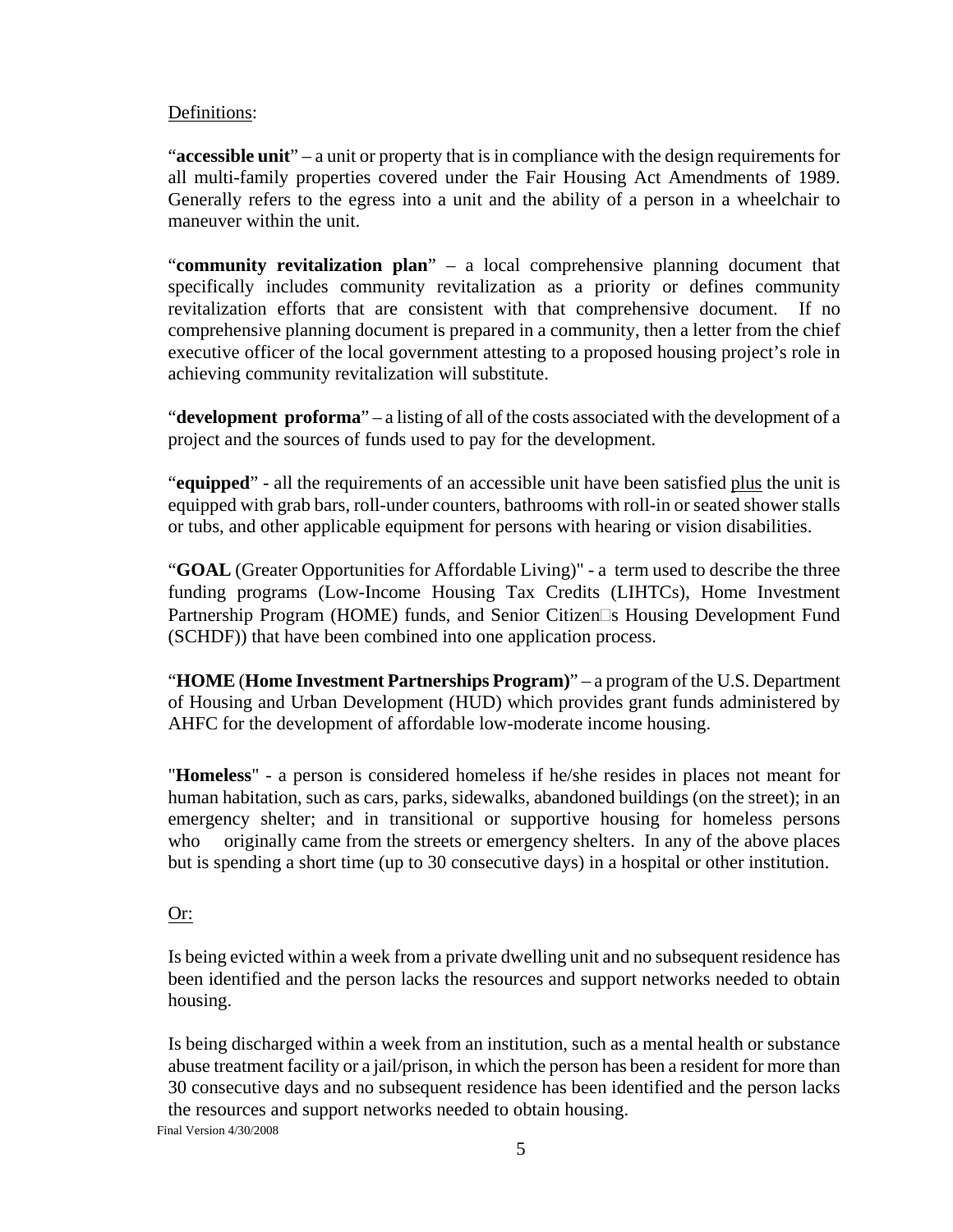Definitions:

"**accessible unit**" – a unit or property that is in compliance with the design requirements for all multi-family properties covered under the Fair Housing Act Amendments of 1989. Generally refers to the egress into a unit and the ability of a person in a wheelchair to maneuver within the unit.

"**community revitalization plan**" – a local comprehensive planning document that specifically includes community revitalization as a priority or defines community revitalization efforts that are consistent with that comprehensive document. If no comprehensive planning document is prepared in a community, then a letter from the chief executive officer of the local government attesting to a proposed housing project's role in achieving community revitalization will substitute.

"**development proforma**" – a listing of all of the costs associated with the development of a project and the sources of funds used to pay for the development.

"**equipped**" - all the requirements of an accessible unit have been satisfied plus the unit is equipped with grab bars, roll-under counters, bathrooms with roll-in or seated shower stalls or tubs, and other applicable equipment for persons with hearing or vision disabilities.

"**GOAL** (Greater Opportunities for Affordable Living)" - a term used to describe the three funding programs (Low-Income Housing Tax Credits (LIHTCs), Home Investment Partnership Program (HOME) funds, and Senior Citizen□s Housing Development Fund (SCHDF)) that have been combined into one application process.

"**HOME** (**Home Investment Partnerships Program)**" – a program of the U.S. Department of Housing and Urban Development (HUD) which provides grant funds administered by AHFC for the development of affordable low-moderate income housing.

"**Homeless**" - a person is considered homeless if he/she resides in places not meant for human habitation, such as cars, parks, sidewalks, abandoned buildings (on the street); in an emergency shelter; and in transitional or supportive housing for homeless persons who originally came from the streets or emergency shelters. In any of the above places but is spending a short time (up to 30 consecutive days) in a hospital or other institution.

Or:

Is being evicted within a week from a private dwelling unit and no subsequent residence has been identified and the person lacks the resources and support networks needed to obtain housing.

Is being discharged within a week from an institution, such as a mental health or substance abuse treatment facility or a jail/prison, in which the person has been a resident for more than 30 consecutive days and no subsequent residence has been identified and the person lacks the resources and support networks needed to obtain housing.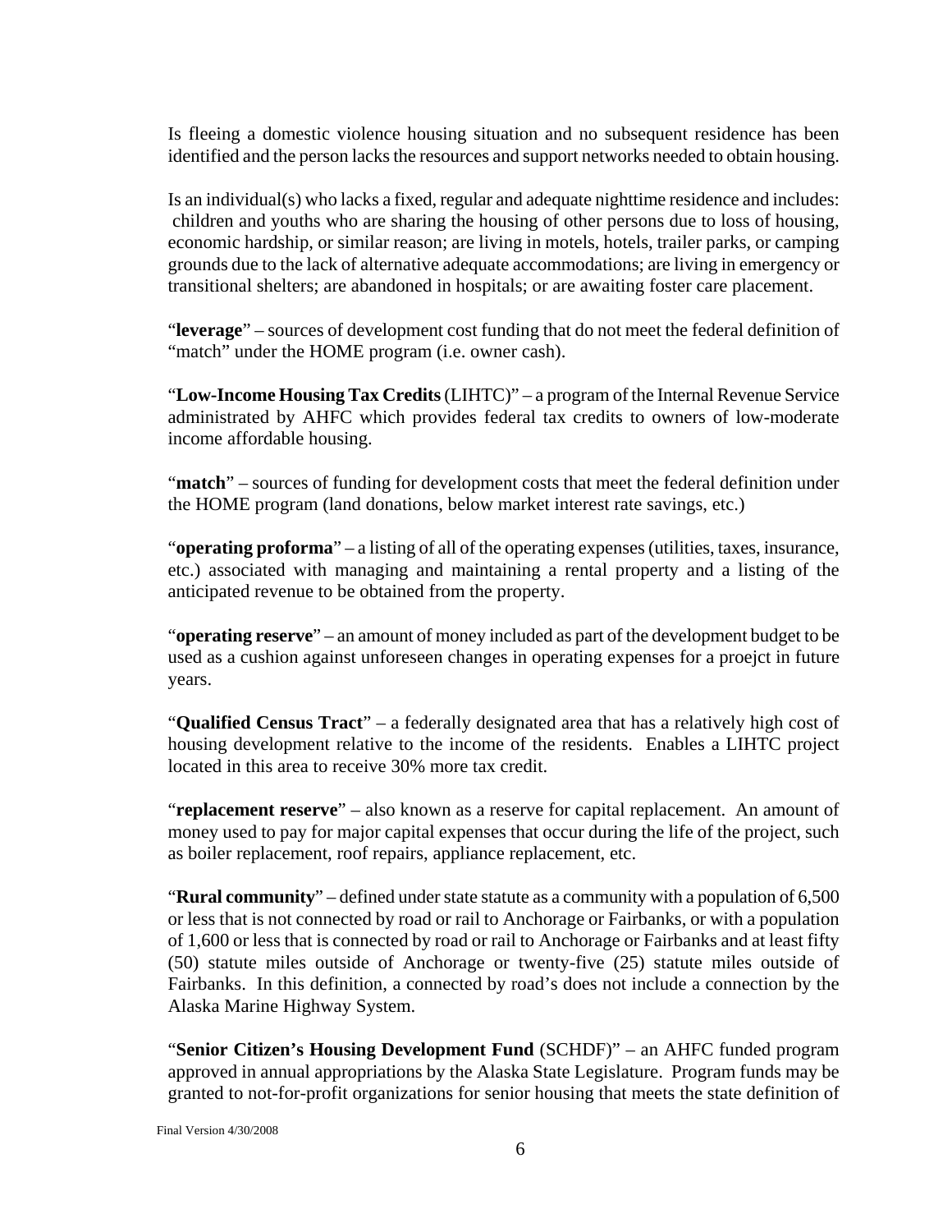Is fleeing a domestic violence housing situation and no subsequent residence has been identified and the person lacks the resources and support networks needed to obtain housing.

Is an individual(s) who lacks a fixed, regular and adequate nighttime residence and includes: children and youths who are sharing the housing of other persons due to loss of housing, economic hardship, or similar reason; are living in motels, hotels, trailer parks, or camping grounds due to the lack of alternative adequate accommodations; are living in emergency or transitional shelters; are abandoned in hospitals; or are awaiting foster care placement.

"**leverage**" – sources of development cost funding that do not meet the federal definition of "match" under the HOME program (i.e. owner cash).

"**Low-Income Housing Tax Credits** (LIHTC)" – a program of the Internal Revenue Service administrated by AHFC which provides federal tax credits to owners of low-moderate income affordable housing.

"**match**" – sources of funding for development costs that meet the federal definition under the HOME program (land donations, below market interest rate savings, etc.)

"**operating proforma**" – a listing of all of the operating expenses (utilities, taxes, insurance, etc.) associated with managing and maintaining a rental property and a listing of the anticipated revenue to be obtained from the property.

"**operating reserve**" – an amount of money included as part of the development budget to be used as a cushion against unforeseen changes in operating expenses for a proejct in future years.

"**Qualified Census Tract**" – a federally designated area that has a relatively high cost of housing development relative to the income of the residents. Enables a LIHTC project located in this area to receive 30% more tax credit.

"**replacement reserve**" – also known as a reserve for capital replacement. An amount of money used to pay for major capital expenses that occur during the life of the project, such as boiler replacement, roof repairs, appliance replacement, etc.

"**Rural community**" – defined under state statute as a community with a population of 6,500 or less that is not connected by road or rail to Anchorage or Fairbanks, or with a population of 1,600 or less that is connected by road or rail to Anchorage or Fairbanks and at least fifty (50) statute miles outside of Anchorage or twenty-five (25) statute miles outside of Fairbanks. In this definition, a connected by road's does not include a connection by the Alaska Marine Highway System.

"**Senior Citizen's Housing Development Fund** (SCHDF)" – an AHFC funded program approved in annual appropriations by the Alaska State Legislature. Program funds may be granted to not-for-profit organizations for senior housing that meets the state definition of

Final Version 4/30/2008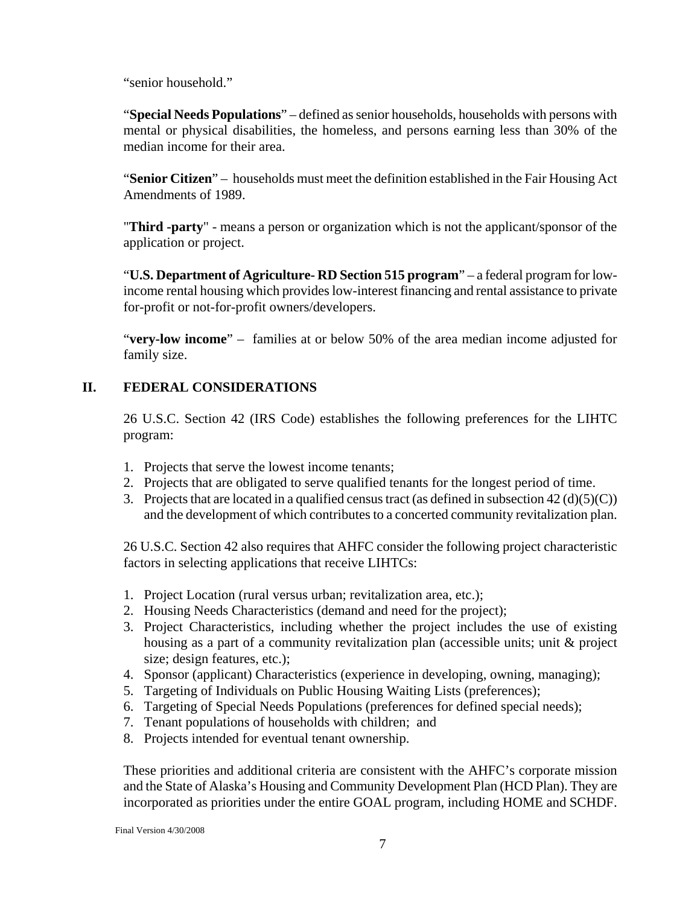"senior household."

"**Special Needs Populations**" – defined as senior households, households with persons with mental or physical disabilities, the homeless, and persons earning less than 30% of the median income for their area.

"**Senior Citizen**" – households must meet the definition established in the Fair Housing Act Amendments of 1989.

"**Third -party**" - means a person or organization which is not the applicant/sponsor of the application or project.

"**U.S. Department of Agriculture- RD Section 515 program**" – a federal program for low-income rental housing which provides low-interest financing and rental assistance to private for-profit or not-for-profit owners/developers.

"**very-low income**" – families at or below 50% of the area median income adjusted for family size.

## II. FEDERAL CONSIDERATIONS

26 U.S.C. Section 42 (IRS Code) establishes the following preferences for the LIHTC program:

1. Projects that serve the lowest income tenants;
2. Projects that are obligated to serve qualified tenants for the longest period of time.
3. Projects that are located in a qualified census tract (as defined in subsection 42 (d)(5)(C)) and the development of which contributes to a concerted community revitalization plan.

26 U.S.C. Section 42 also requires that AHFC consider the following project characteristic factors in selecting applications that receive LIHTCs:

1. Project Location (rural versus urban; revitalization area, etc.);
2. Housing Needs Characteristics (demand and need for the project);
3. Project Characteristics, including whether the project includes the use of existing housing as a part of a community revitalization plan (accessible units; unit & project size; design features, etc.);
4. Sponsor (applicant) Characteristics (experience in developing, owning, managing);
5. Targeting of Individuals on Public Housing Waiting Lists (preferences);
6. Targeting of Special Needs Populations (preferences for defined special needs);
7. Tenant populations of households with children; and
8. Projects intended for eventual tenant ownership.

These priorities and additional criteria are consistent with the AHFC's corporate mission and the State of Alaska's Housing and Community Development Plan (HCD Plan). They are incorporated as priorities under the entire GOAL program, including HOME and SCHDF.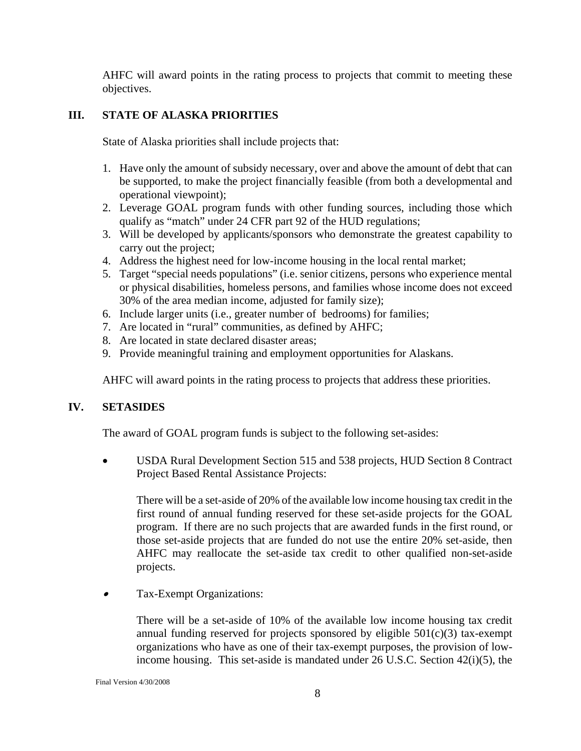AHFC will award points in the rating process to projects that commit to meeting these objectives.

## III. STATE OF ALASKA PRIORITIES

State of Alaska priorities shall include projects that:

1. Have only the amount of subsidy necessary, over and above the amount of debt that can be supported, to make the project financially feasible (from both a developmental and operational viewpoint);
2. Leverage GOAL program funds with other funding sources, including those which qualify as "match" under 24 CFR part 92 of the HUD regulations;
3. Will be developed by applicants/sponsors who demonstrate the greatest capability to carry out the project;
4. Address the highest need for low-income housing in the local rental market;
5. Target "special needs populations" (i.e. senior citizens, persons who experience mental or physical disabilities, homeless persons, and families whose income does not exceed 30% of the area median income, adjusted for family size);
6. Include larger units (i.e., greater number of bedrooms) for families;
7. Are located in "rural" communities, as defined by AHFC;
8. Are located in state declared disaster areas;
9. Provide meaningful training and employment opportunities for Alaskans.

AHFC will award points in the rating process to projects that address these priorities.

## IV. SETASIDES

The award of GOAL program funds is subject to the following set-asides:

- USDA Rural Development Section 515 and 538 projects, HUD Section 8 Contract Project Based Rental Assistance Projects:

  There will be a set-aside of 20% of the available low income housing tax credit in the first round of annual funding reserved for these set-aside projects for the GOAL program. If there are no such projects that are awarded funds in the first round, or those set-aside projects that are funded do not use the entire 20% set-aside, then AHFC may reallocate the set-aside tax credit to other qualified non-set-aside projects.

- Tax-Exempt Organizations:

  There will be a set-aside of 10% of the available low income housing tax credit annual funding reserved for projects sponsored by eligible 501(c)(3) tax-exempt organizations who have as one of their tax-exempt purposes, the provision of low-income housing. This set-aside is mandated under 26 U.S.C. Section 42(i)(5), the

Final Version 4/30/2008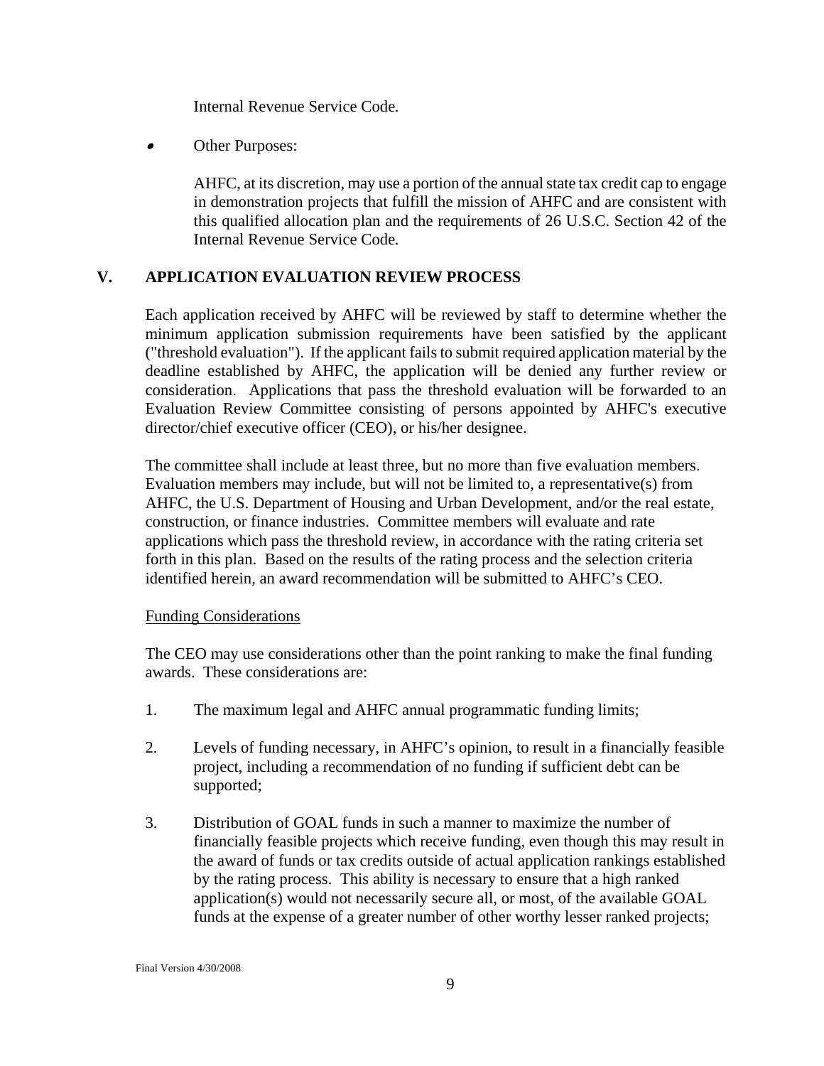Internal Revenue Service Code.

- Other Purposes:

  AHFC, at its discretion, may use a portion of the annual state tax credit cap to engage in demonstration projects that fulfill the mission of AHFC and are consistent with this qualified allocation plan and the requirements of 26 U.S.C. Section 42 of the Internal Revenue Service Code.

## V. APPLICATION EVALUATION REVIEW PROCESS

Each application received by AHFC will be reviewed by staff to determine whether the minimum application submission requirements have been satisfied by the applicant ("threshold evaluation"). If the applicant fails to submit required application material by the deadline established by AHFC, the application will be denied any further review or consideration. Applications that pass the threshold evaluation will be forwarded to an Evaluation Review Committee consisting of persons appointed by AHFC's executive director/chief executive officer (CEO), or his/her designee.

The committee shall include at least three, but no more than five evaluation members. Evaluation members may include, but will not be limited to, a representative(s) from AHFC, the U.S. Department of Housing and Urban Development, and/or the real estate, construction, or finance industries. Committee members will evaluate and rate applications which pass the threshold review, in accordance with the rating criteria set forth in this plan. Based on the results of the rating process and the selection criteria identified herein, an award recommendation will be submitted to AHFC's CEO.

Funding Considerations

The CEO may use considerations other than the point ranking to make the final funding awards. These considerations are:

1. The maximum legal and AHFC annual programmatic funding limits;

2. Levels of funding necessary, in AHFC's opinion, to result in a financially feasible project, including a recommendation of no funding if sufficient debt can be supported;

3. Distribution of GOAL funds in such a manner to maximize the number of financially feasible projects which receive funding, even though this may result in the award of funds or tax credits outside of actual application rankings established by the rating process. This ability is necessary to ensure that a high ranked application(s) would not necessarily secure all, or most, of the available GOAL funds at the expense of a greater number of other worthy lesser ranked projects;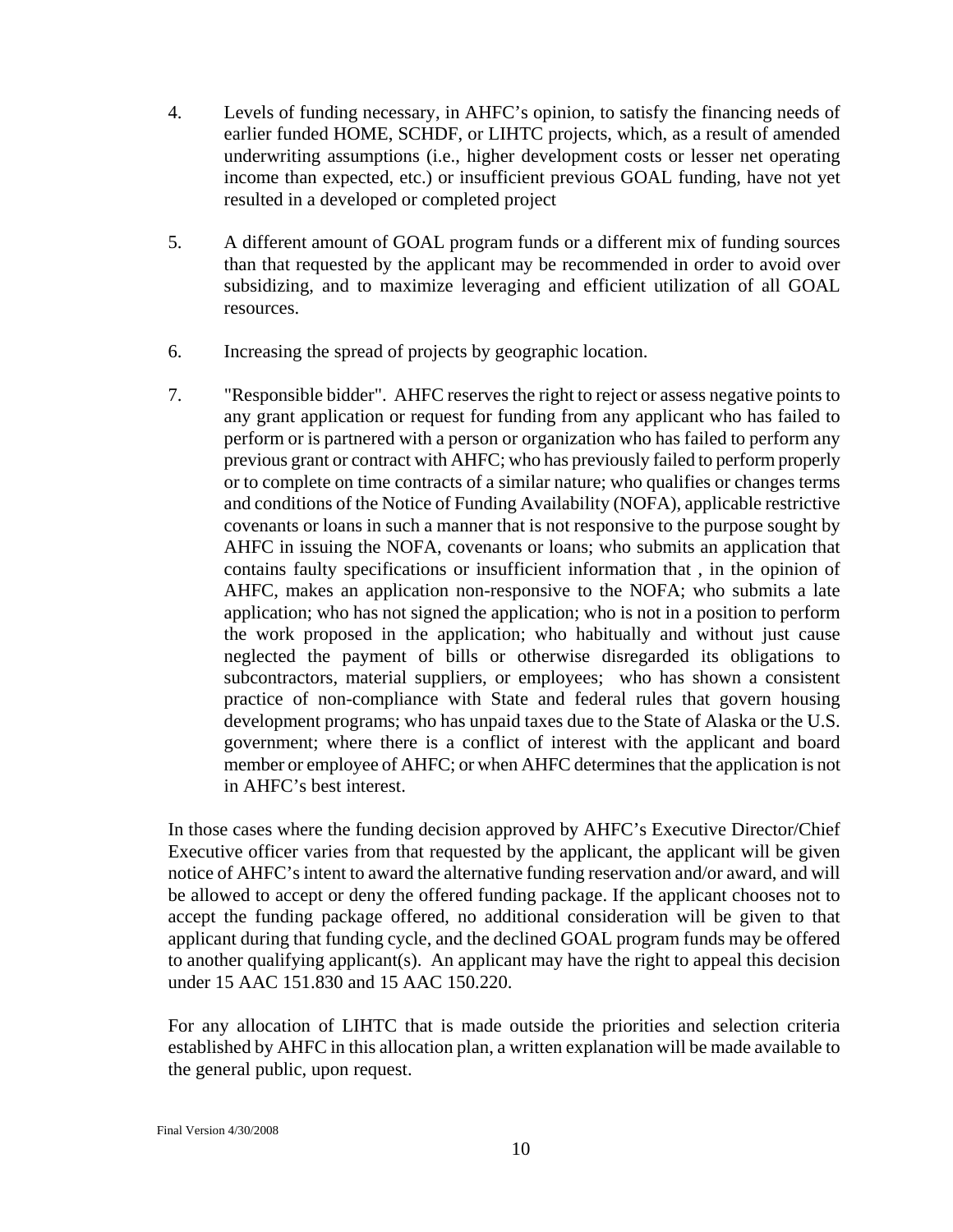4. Levels of funding necessary, in AHFC's opinion, to satisfy the financing needs of earlier funded HOME, SCHDF, or LIHTC projects, which, as a result of amended underwriting assumptions (i.e., higher development costs or lesser net operating income than expected, etc.) or insufficient previous GOAL funding, have not yet resulted in a developed or completed project

5. A different amount of GOAL program funds or a different mix of funding sources than that requested by the applicant may be recommended in order to avoid over subsidizing, and to maximize leveraging and efficient utilization of all GOAL resources.

6. Increasing the spread of projects by geographic location.

7. "Responsible bidder". AHFC reserves the right to reject or assess negative points to any grant application or request for funding from any applicant who has failed to perform or is partnered with a person or organization who has failed to perform any previous grant or contract with AHFC; who has previously failed to perform properly or to complete on time contracts of a similar nature; who qualifies or changes terms and conditions of the Notice of Funding Availability (NOFA), applicable restrictive covenants or loans in such a manner that is not responsive to the purpose sought by AHFC in issuing the NOFA, covenants or loans; who submits an application that contains faulty specifications or insufficient information that , in the opinion of AHFC, makes an application non-responsive to the NOFA; who submits a late application; who has not signed the application; who is not in a position to perform the work proposed in the application; who habitually and without just cause neglected the payment of bills or otherwise disregarded its obligations to subcontractors, material suppliers, or employees; who has shown a consistent practice of non-compliance with State and federal rules that govern housing development programs; who has unpaid taxes due to the State of Alaska or the U.S. government; where there is a conflict of interest with the applicant and board member or employee of AHFC; or when AHFC determines that the application is not in AHFC's best interest.

In those cases where the funding decision approved by AHFC's Executive Director/Chief Executive officer varies from that requested by the applicant, the applicant will be given notice of AHFC's intent to award the alternative funding reservation and/or award, and will be allowed to accept or deny the offered funding package. If the applicant chooses not to accept the funding package offered, no additional consideration will be given to that applicant during that funding cycle, and the declined GOAL program funds may be offered to another qualifying applicant(s). An applicant may have the right to appeal this decision under 15 AAC 151.830 and 15 AAC 150.220.

For any allocation of LIHTC that is made outside the priorities and selection criteria established by AHFC in this allocation plan, a written explanation will be made available to the general public, upon request.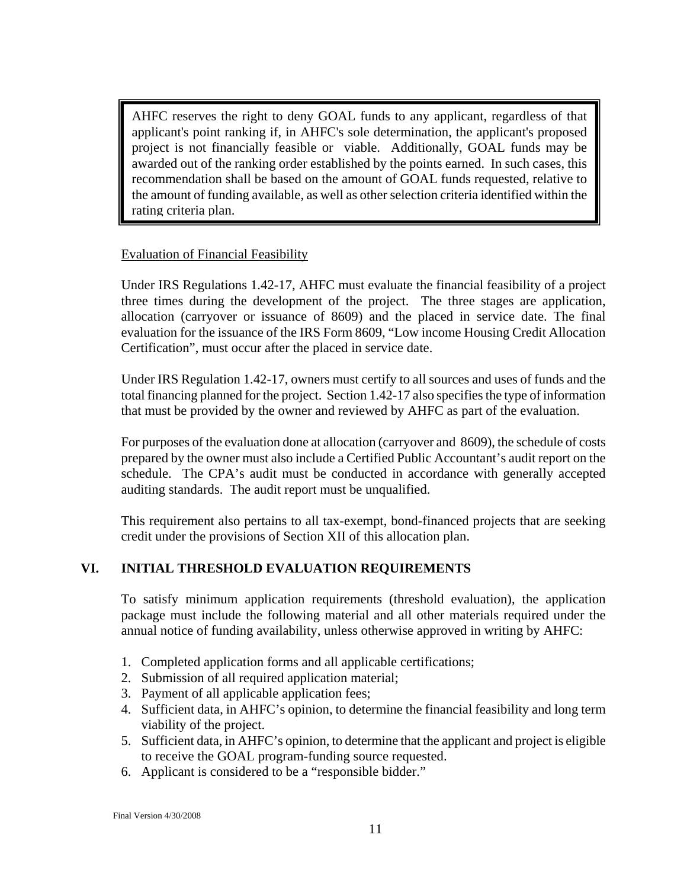> AHFC reserves the right to deny GOAL funds to any applicant, regardless of that applicant's point ranking if, in AHFC's sole determination, the applicant's proposed project is not financially feasible or viable. Additionally, GOAL funds may be awarded out of the ranking order established by the points earned. In such cases, this recommendation shall be based on the amount of GOAL funds requested, relative to the amount of funding available, as well as other selection criteria identified within the rating criteria plan.

<u>Evaluation of Financial Feasibility</u>

Under IRS Regulations 1.42-17, AHFC must evaluate the financial feasibility of a project three times during the development of the project. The three stages are application, allocation (carryover or issuance of 8609) and the placed in service date. The final evaluation for the issuance of the IRS Form 8609, "Low income Housing Credit Allocation Certification", must occur after the placed in service date.

Under IRS Regulation 1.42-17, owners must certify to all sources and uses of funds and the total financing planned for the project. Section 1.42-17 also specifies the type of information that must be provided by the owner and reviewed by AHFC as part of the evaluation.

For purposes of the evaluation done at allocation (carryover and 8609), the schedule of costs prepared by the owner must also include a Certified Public Accountant's audit report on the schedule. The CPA's audit must be conducted in accordance with generally accepted auditing standards. The audit report must be unqualified.

This requirement also pertains to all tax-exempt, bond-financed projects that are seeking credit under the provisions of Section XII of this allocation plan.

## VI. INITIAL THRESHOLD EVALUATION REQUIREMENTS

To satisfy minimum application requirements (threshold evaluation), the application package must include the following material and all other materials required under the annual notice of funding availability, unless otherwise approved in writing by AHFC:

1. Completed application forms and all applicable certifications;
2. Submission of all required application material;
3. Payment of all applicable application fees;
4. Sufficient data, in AHFC's opinion, to determine the financial feasibility and long term viability of the project.
5. Sufficient data, in AHFC's opinion, to determine that the applicant and project is eligible to receive the GOAL program-funding source requested.
6. Applicant is considered to be a "responsible bidder."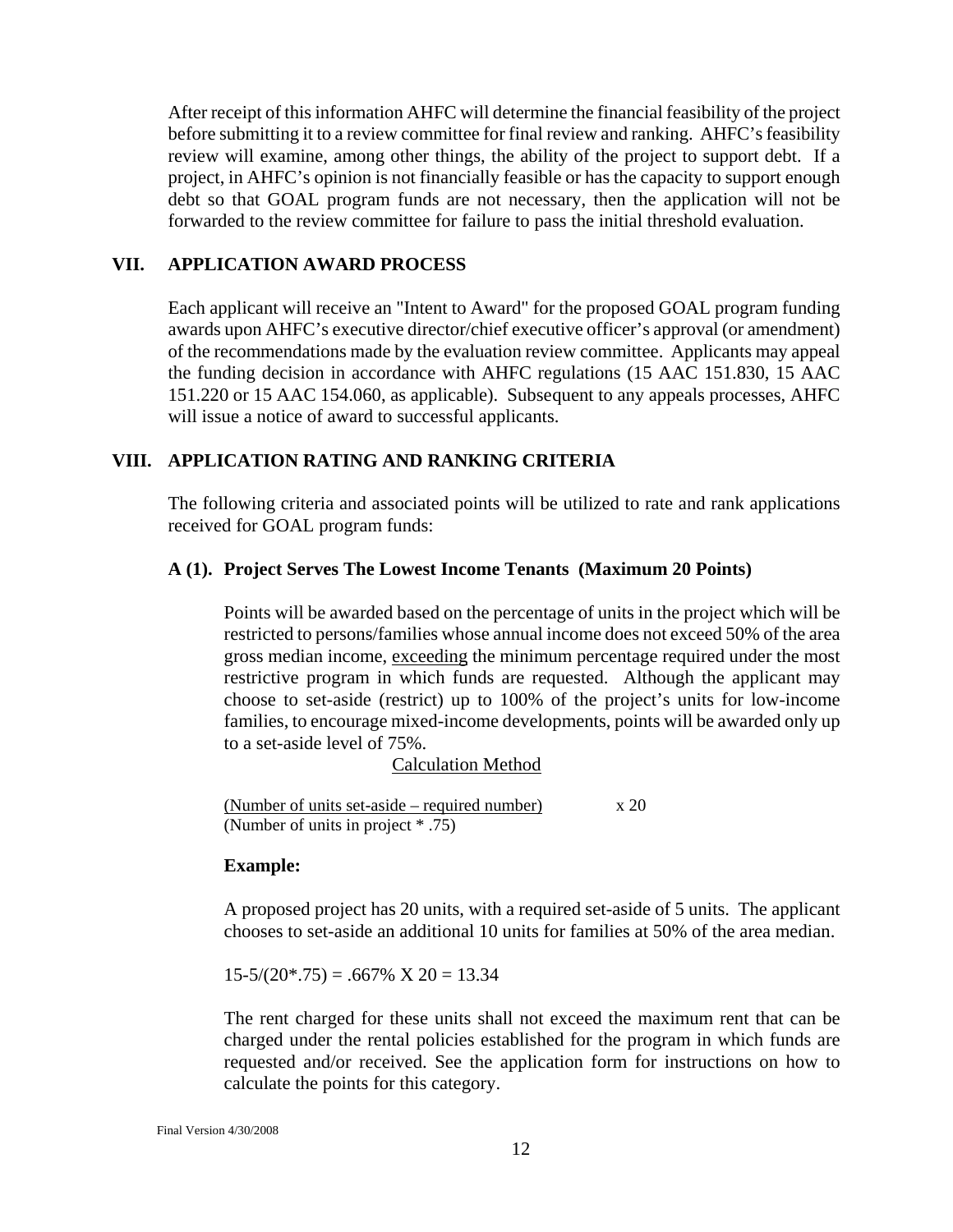After receipt of this information AHFC will determine the financial feasibility of the project before submitting it to a review committee for final review and ranking. AHFC's feasibility review will examine, among other things, the ability of the project to support debt. If a project, in AHFC's opinion is not financially feasible or has the capacity to support enough debt so that GOAL program funds are not necessary, then the application will not be forwarded to the review committee for failure to pass the initial threshold evaluation.

## VII. APPLICATION AWARD PROCESS

Each applicant will receive an "Intent to Award" for the proposed GOAL program funding awards upon AHFC's executive director/chief executive officer's approval (or amendment) of the recommendations made by the evaluation review committee. Applicants may appeal the funding decision in accordance with AHFC regulations (15 AAC 151.830, 15 AAC 151.220 or 15 AAC 154.060, as applicable). Subsequent to any appeals processes, AHFC will issue a notice of award to successful applicants.

## VIII. APPLICATION RATING AND RANKING CRITERIA

The following criteria and associated points will be utilized to rate and rank applications received for GOAL program funds:

### A (1). Project Serves The Lowest Income Tenants (Maximum 20 Points)

Points will be awarded based on the percentage of units in the project which will be restricted to persons/families whose annual income does not exceed 50% of the area gross median income, exceeding the minimum percentage required under the most restrictive program in which funds are requested. Although the applicant may choose to set-aside (restrict) up to 100% of the project's units for low-income families, to encourage mixed-income developments, points will be awarded only up to a set-aside level of 75%.

Calculation Method

$$\frac{(\text{Number of units set-aside} - \text{required number})}{(\text{Number of units in project} * .75)} \times 20$$

**Example:**

A proposed project has 20 units, with a required set-aside of 5 units. The applicant chooses to set-aside an additional 10 units for families at 50% of the area median.

15-5/(20*.75) = .667% X 20 = 13.34

The rent charged for these units shall not exceed the maximum rent that can be charged under the rental policies established for the program in which funds are requested and/or received. See the application form for instructions on how to calculate the points for this category.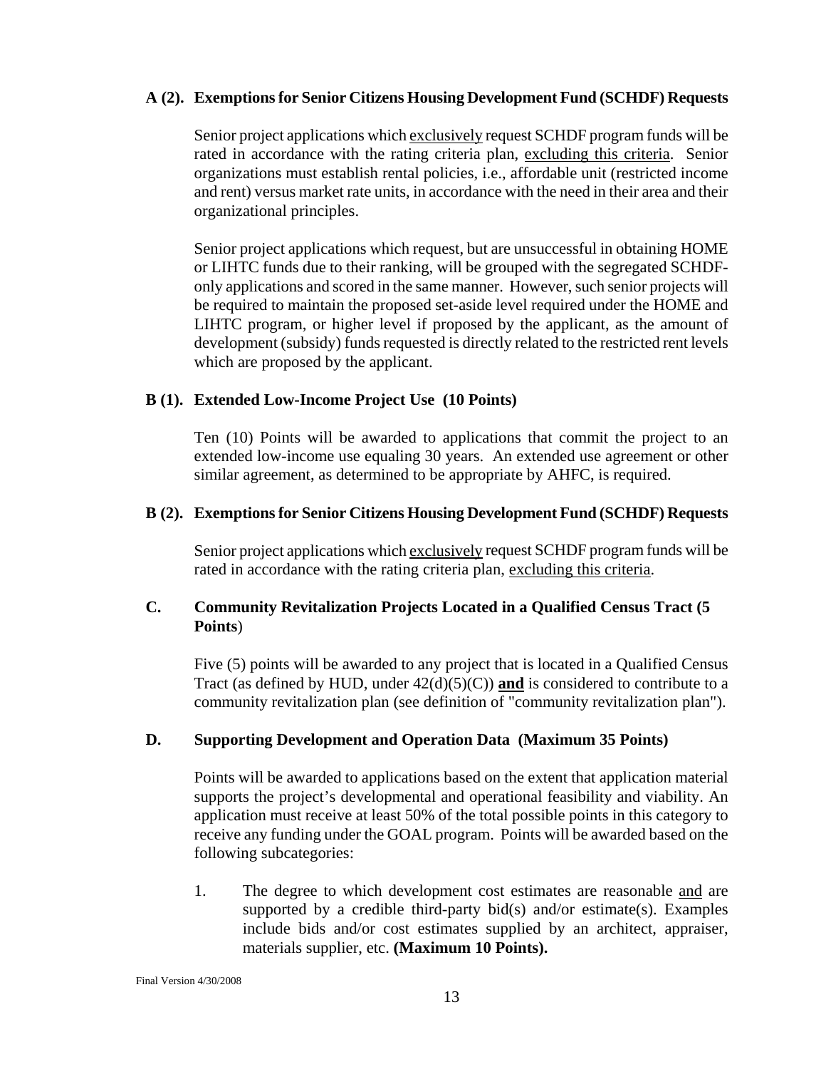### A (2). Exemptions for Senior Citizens Housing Development Fund (SCHDF) Requests

Senior project applications which exclusively request SCHDF program funds will be rated in accordance with the rating criteria plan, excluding this criteria. Senior organizations must establish rental policies, i.e., affordable unit (restricted income and rent) versus market rate units, in accordance with the need in their area and their organizational principles.

Senior project applications which request, but are unsuccessful in obtaining HOME or LIHTC funds due to their ranking, will be grouped with the segregated SCHDF-only applications and scored in the same manner. However, such senior projects will be required to maintain the proposed set-aside level required under the HOME and LIHTC program, or higher level if proposed by the applicant, as the amount of development (subsidy) funds requested is directly related to the restricted rent levels which are proposed by the applicant.

### B (1). Extended Low-Income Project Use (10 Points)

Ten (10) Points will be awarded to applications that commit the project to an extended low-income use equaling 30 years. An extended use agreement or other similar agreement, as determined to be appropriate by AHFC, is required.

### B (2). Exemptions for Senior Citizens Housing Development Fund (SCHDF) Requests

Senior project applications which exclusively request SCHDF program funds will be rated in accordance with the rating criteria plan, excluding this criteria.

### C. Community Revitalization Projects Located in a Qualified Census Tract (5 Points)

Five (5) points will be awarded to any project that is located in a Qualified Census Tract (as defined by HUD, under 42(d)(5)(C)) **and** is considered to contribute to a community revitalization plan (see definition of "community revitalization plan").

### D. Supporting Development and Operation Data (Maximum 35 Points)

Points will be awarded to applications based on the extent that application material supports the project's developmental and operational feasibility and viability. An application must receive at least 50% of the total possible points in this category to receive any funding under the GOAL program. Points will be awarded based on the following subcategories:

1. The degree to which development cost estimates are reasonable and are supported by a credible third-party bid(s) and/or estimate(s). Examples include bids and/or cost estimates supplied by an architect, appraiser, materials supplier, etc. **(Maximum 10 Points).**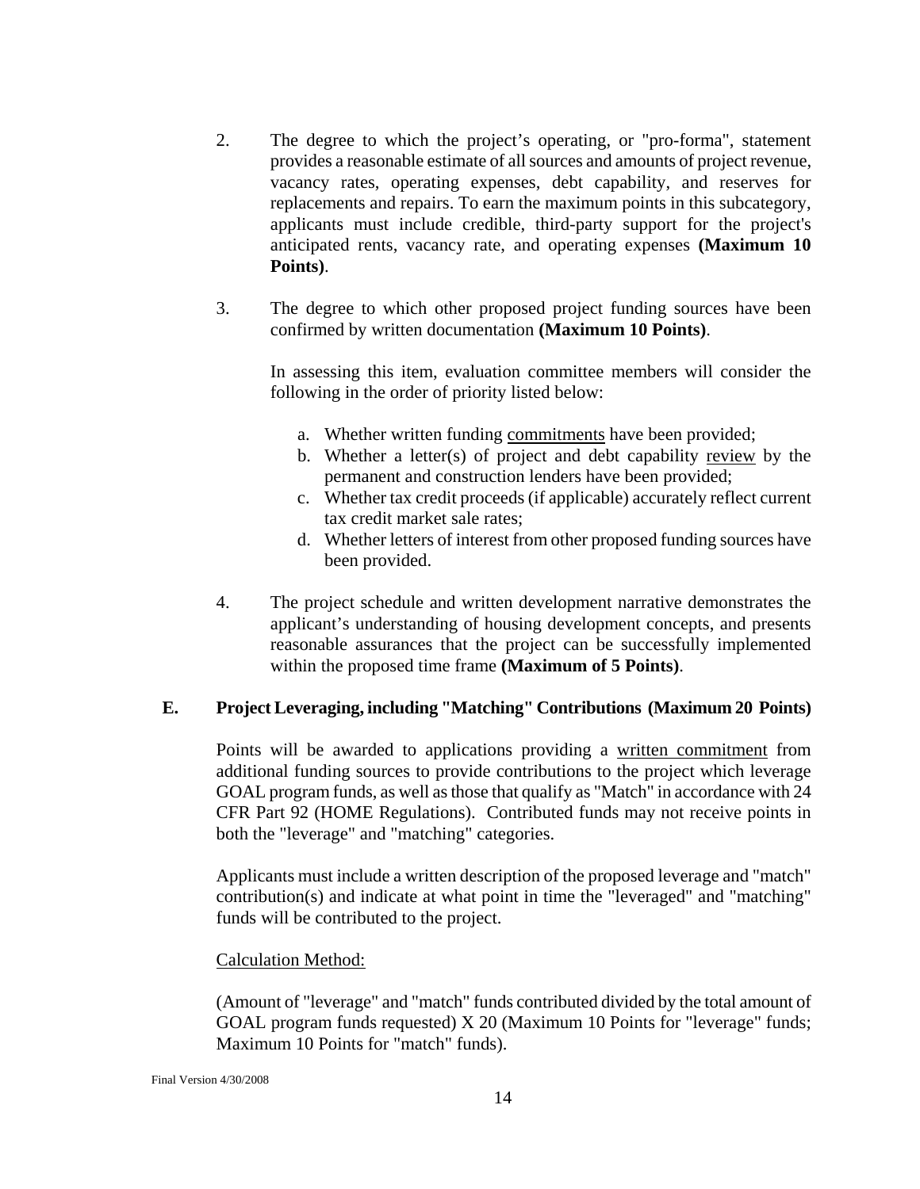2. The degree to which the project's operating, or "pro-forma", statement provides a reasonable estimate of all sources and amounts of project revenue, vacancy rates, operating expenses, debt capability, and reserves for replacements and repairs. To earn the maximum points in this subcategory, applicants must include credible, third-party support for the project's anticipated rents, vacancy rate, and operating expenses **(Maximum 10 Points)**.

3. The degree to which other proposed project funding sources have been confirmed by written documentation **(Maximum 10 Points)**.

   In assessing this item, evaluation committee members will consider the following in the order of priority listed below:

   a. Whether written funding <u>commitments</u> have been provided;
   b. Whether a letter(s) of project and debt capability <u>review</u> by the permanent and construction lenders have been provided;
   c. Whether tax credit proceeds (if applicable) accurately reflect current tax credit market sale rates;
   d. Whether letters of interest from other proposed funding sources have been provided.

4. The project schedule and written development narrative demonstrates the applicant's understanding of housing development concepts, and presents reasonable assurances that the project can be successfully implemented within the proposed time frame **(Maximum of 5 Points)**.

### E. Project Leveraging, including "Matching" Contributions (Maximum 20 Points)

Points will be awarded to applications providing a <u>written commitment</u> from additional funding sources to provide contributions to the project which leverage GOAL program funds, as well as those that qualify as "Match" in accordance with 24 CFR Part 92 (HOME Regulations). Contributed funds may not receive points in both the "leverage" and "matching" categories.

Applicants must include a written description of the proposed leverage and "match" contribution(s) and indicate at what point in time the "leveraged" and "matching" funds will be contributed to the project.

<u>Calculation Method:</u>

(Amount of "leverage" and "match" funds contributed divided by the total amount of GOAL program funds requested) X 20 (Maximum 10 Points for "leverage" funds; Maximum 10 Points for "match" funds).

Final Version 4/30/2008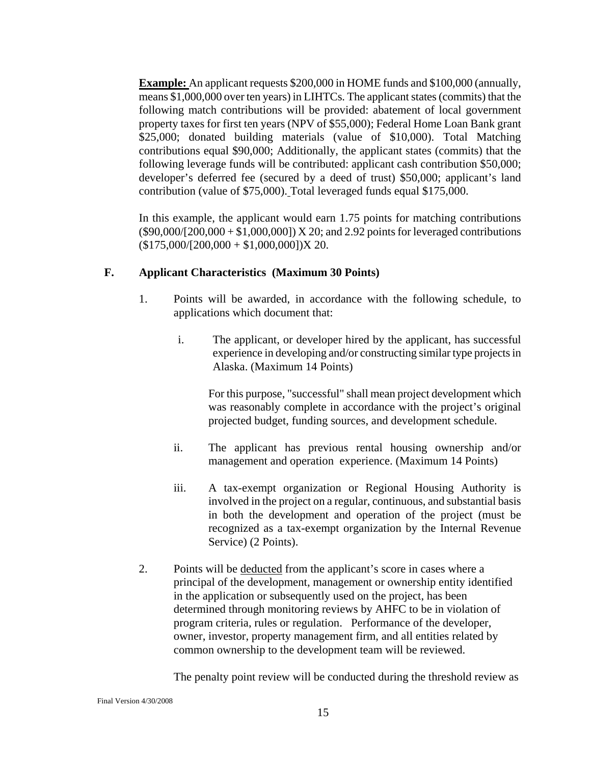**Example:** An applicant requests $200,000 in HOME funds and $100,000 (annually, means $1,000,000 over ten years) in LIHTCs. The applicant states (commits) that the following match contributions will be provided: abatement of local government property taxes for first ten years (NPV of $55,000); Federal Home Loan Bank grant $25,000; donated building materials (value of $10,000). Total Matching contributions equal $90,000; Additionally, the applicant states (commits) that the following leverage funds will be contributed: applicant cash contribution $50,000; developer's deferred fee (secured by a deed of trust) $50,000; applicant's land contribution (value of $75,000). Total leveraged funds equal $175,000.

In this example, the applicant would earn 1.75 points for matching contributions ($90,000/[200,000 + $1,000,000]) X 20; and 2.92 points for leveraged contributions ($175,000/[200,000 + $1,000,000])X 20.

### F. Applicant Characteristics (Maximum 30 Points)

1. Points will be awarded, in accordance with the following schedule, to applications which document that:

   i. The applicant, or developer hired by the applicant, has successful experience in developing and/or constructing similar type projects in Alaska. (Maximum 14 Points)

      For this purpose, "successful" shall mean project development which was reasonably complete in accordance with the project's original projected budget, funding sources, and development schedule.

   ii. The applicant has previous rental housing ownership and/or management and operation experience. (Maximum 14 Points)

   iii. A tax-exempt organization or Regional Housing Authority is involved in the project on a regular, continuous, and substantial basis in both the development and operation of the project (must be recognized as a tax-exempt organization by the Internal Revenue Service) (2 Points).

2. Points will be deducted from the applicant's score in cases where a principal of the development, management or ownership entity identified in the application or subsequently used on the project, has been determined through monitoring reviews by AHFC to be in violation of program criteria, rules or regulation. Performance of the developer, owner, investor, property management firm, and all entities related by common ownership to the development team will be reviewed.

   The penalty point review will be conducted during the threshold review as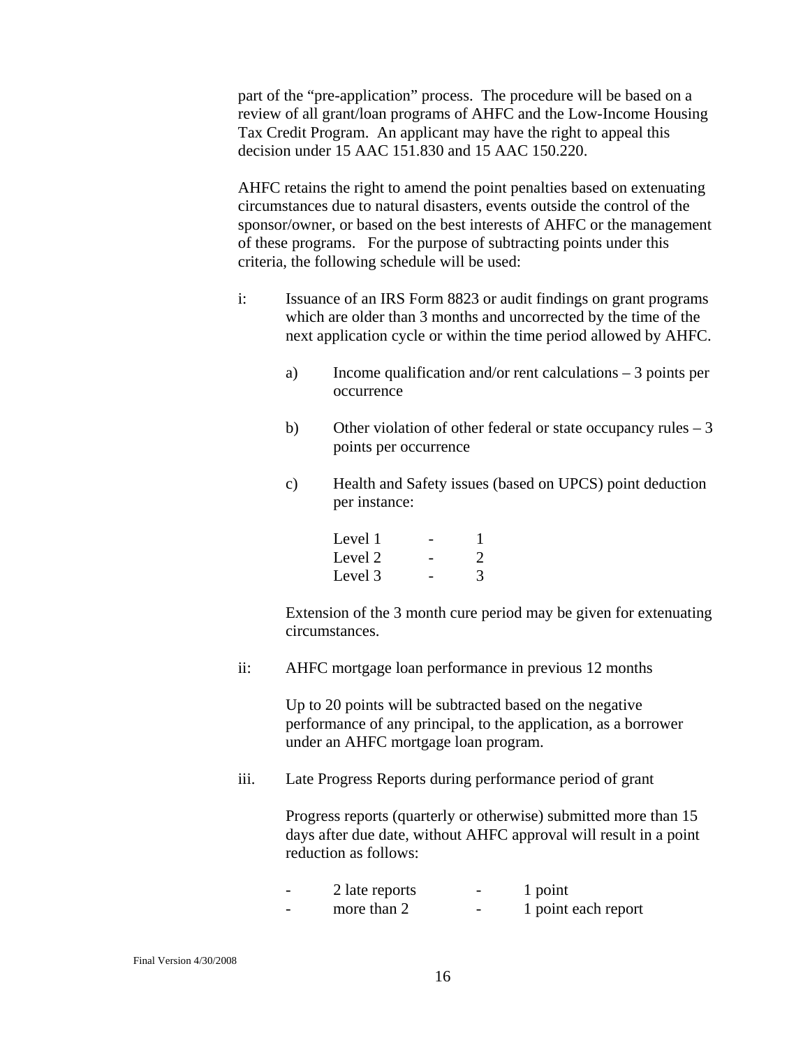part of the "pre-application" process. The procedure will be based on a review of all grant/loan programs of AHFC and the Low-Income Housing Tax Credit Program. An applicant may have the right to appeal this decision under 15 AAC 151.830 and 15 AAC 150.220.

AHFC retains the right to amend the point penalties based on extenuating circumstances due to natural disasters, events outside the control of the sponsor/owner, or based on the best interests of AHFC or the management of these programs. For the purpose of subtracting points under this criteria, the following schedule will be used:

i: Issuance of an IRS Form 8823 or audit findings on grant programs which are older than 3 months and uncorrected by the time of the next application cycle or within the time period allowed by AHFC.

a) Income qualification and/or rent calculations – 3 points per occurrence

b) Other violation of other federal or state occupancy rules – 3 points per occurrence

c) Health and Safety issues (based on UPCS) point deduction per instance:

| | | |
|---|---|---|
| Level 1 | - | 1 |
| Level 2 | - | 2 |
| Level 3 | - | 3 |

Extension of the 3 month cure period may be given for extenuating circumstances.

ii: AHFC mortgage loan performance in previous 12 months

Up to 20 points will be subtracted based on the negative performance of any principal, to the application, as a borrower under an AHFC mortgage loan program.

iii. Late Progress Reports during performance period of grant

Progress reports (quarterly or otherwise) submitted more than 15 days after due date, without AHFC approval will result in a point reduction as follows:

| | | | |
|---|---|---|---|
| - | 2 late reports | - | 1 point |
| - | more than 2 | - | 1 point each report |

Final Version 4/30/2008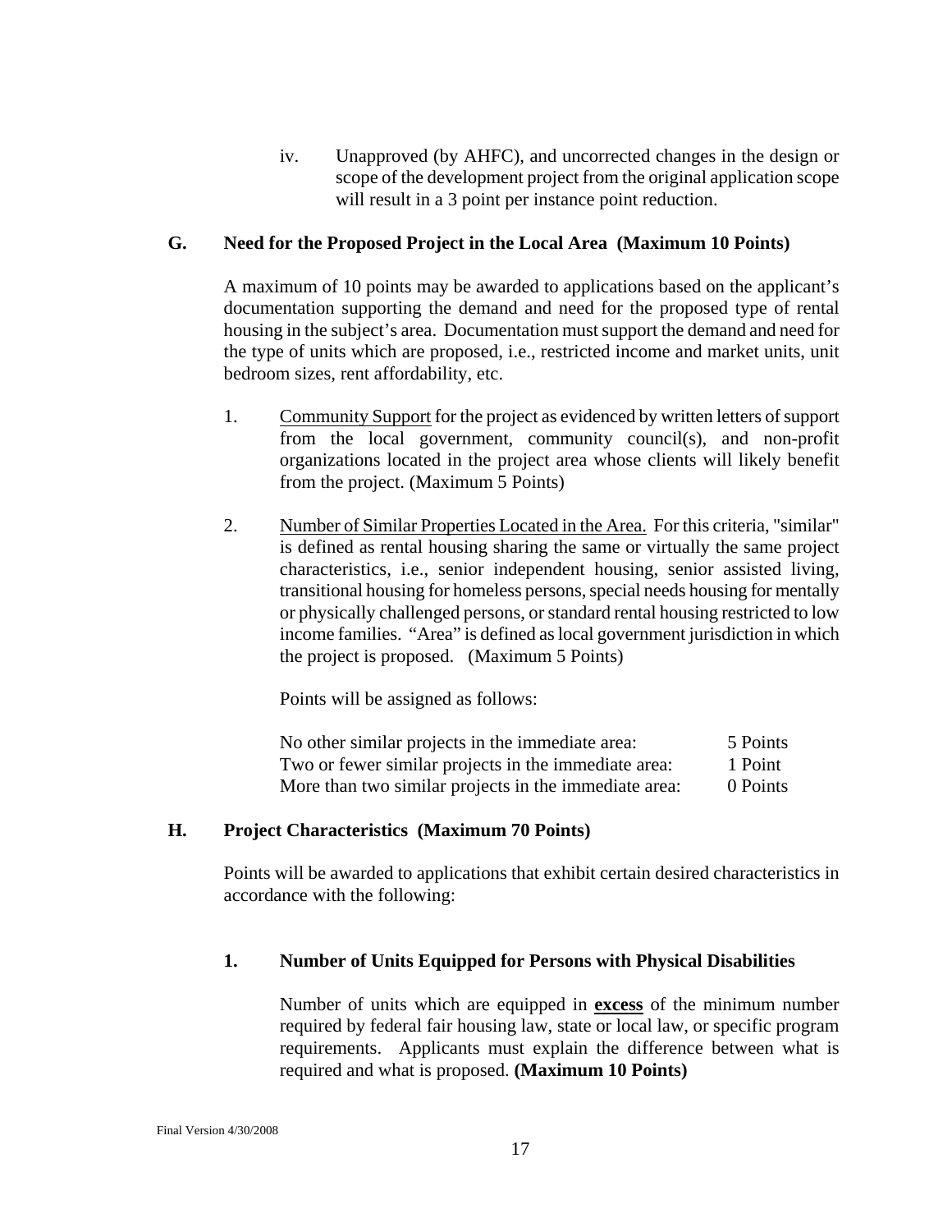iv. Unapproved (by AHFC), and uncorrected changes in the design or scope of the development project from the original application scope will result in a 3 point per instance point reduction.

### G. Need for the Proposed Project in the Local Area (Maximum 10 Points)

A maximum of 10 points may be awarded to applications based on the applicant's documentation supporting the demand and need for the proposed type of rental housing in the subject's area. Documentation must support the demand and need for the type of units which are proposed, i.e., restricted income and market units, unit bedroom sizes, rent affordability, etc.

1. Community Support for the project as evidenced by written letters of support from the local government, community council(s), and non-profit organizations located in the project area whose clients will likely benefit from the project. (Maximum 5 Points)

2. Number of Similar Properties Located in the Area. For this criteria, "similar" is defined as rental housing sharing the same or virtually the same project characteristics, i.e., senior independent housing, senior assisted living, transitional housing for homeless persons, special needs housing for mentally or physically challenged persons, or standard rental housing restricted to low income families. "Area" is defined as local government jurisdiction in which the project is proposed. (Maximum 5 Points)

   Points will be assigned as follows:

   | | |
   |---|---|
   | No other similar projects in the immediate area: | 5 Points |
   | Two or fewer similar projects in the immediate area: | 1 Point |
   | More than two similar projects in the immediate area: | 0 Points |

### H. Project Characteristics (Maximum 70 Points)

Points will be awarded to applications that exhibit certain desired characteristics in accordance with the following:

#### 1. Number of Units Equipped for Persons with Physical Disabilities

Number of units which are equipped in **excess** of the minimum number required by federal fair housing law, state or local law, or specific program requirements. Applicants must explain the difference between what is required and what is proposed. **(Maximum 10 Points)**

Final Version 4/30/2008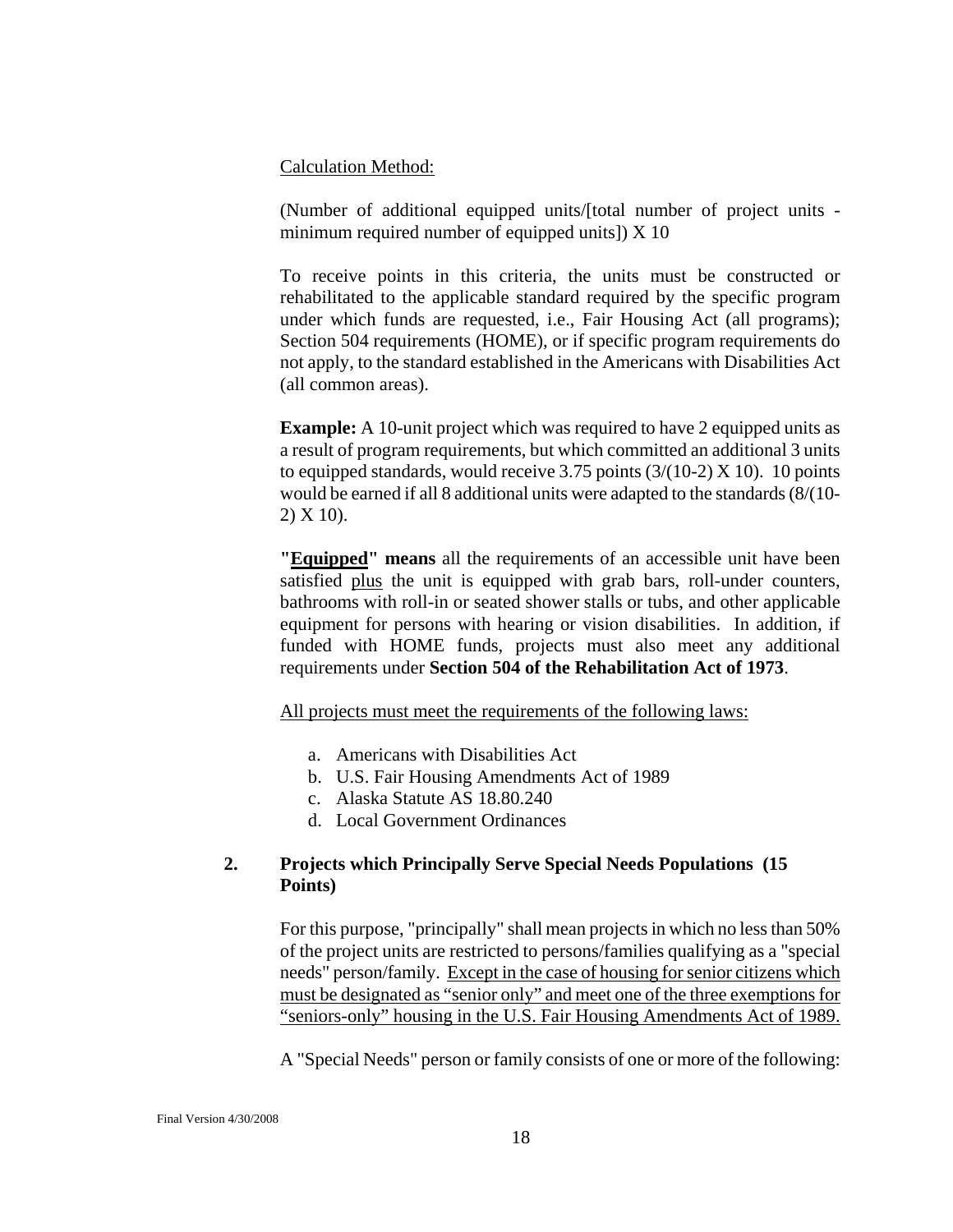<u>Calculation Method:</u>

(Number of additional equipped units/[total number of project units - minimum required number of equipped units]) X 10

To receive points in this criteria, the units must be constructed or rehabilitated to the applicable standard required by the specific program under which funds are requested, i.e., Fair Housing Act (all programs); Section 504 requirements (HOME), or if specific program requirements do not apply, to the standard established in the Americans with Disabilities Act (all common areas).

**Example:** A 10-unit project which was required to have 2 equipped units as a result of program requirements, but which committed an additional 3 units to equipped standards, would receive 3.75 points (3/(10-2) X 10). 10 points would be earned if all 8 additional units were adapted to the standards (8/(10-2) X 10).

**"<u>Equipped</u>" means** all the requirements of an accessible unit have been satisfied <u>plus</u> the unit is equipped with grab bars, roll-under counters, bathrooms with roll-in or seated shower stalls or tubs, and other applicable equipment for persons with hearing or vision disabilities. In addition, if funded with HOME funds, projects must also meet any additional requirements under **Section 504 of the Rehabilitation Act of 1973**.

<u>All projects must meet the requirements of the following laws:</u>

a. Americans with Disabilities Act
b. U.S. Fair Housing Amendments Act of 1989
c. Alaska Statute AS 18.80.240
d. Local Government Ordinances

## 2. Projects which Principally Serve Special Needs Populations (15 Points)

For this purpose, "principally" shall mean projects in which no less than 50% of the project units are restricted to persons/families qualifying as a "special needs" person/family. <u>Except in the case of housing for senior citizens which must be designated as "senior only" and meet one of the three exemptions for "seniors-only" housing in the U.S. Fair Housing Amendments Act of 1989.</u>

A "Special Needs" person or family consists of one or more of the following:

Final Version 4/30/2008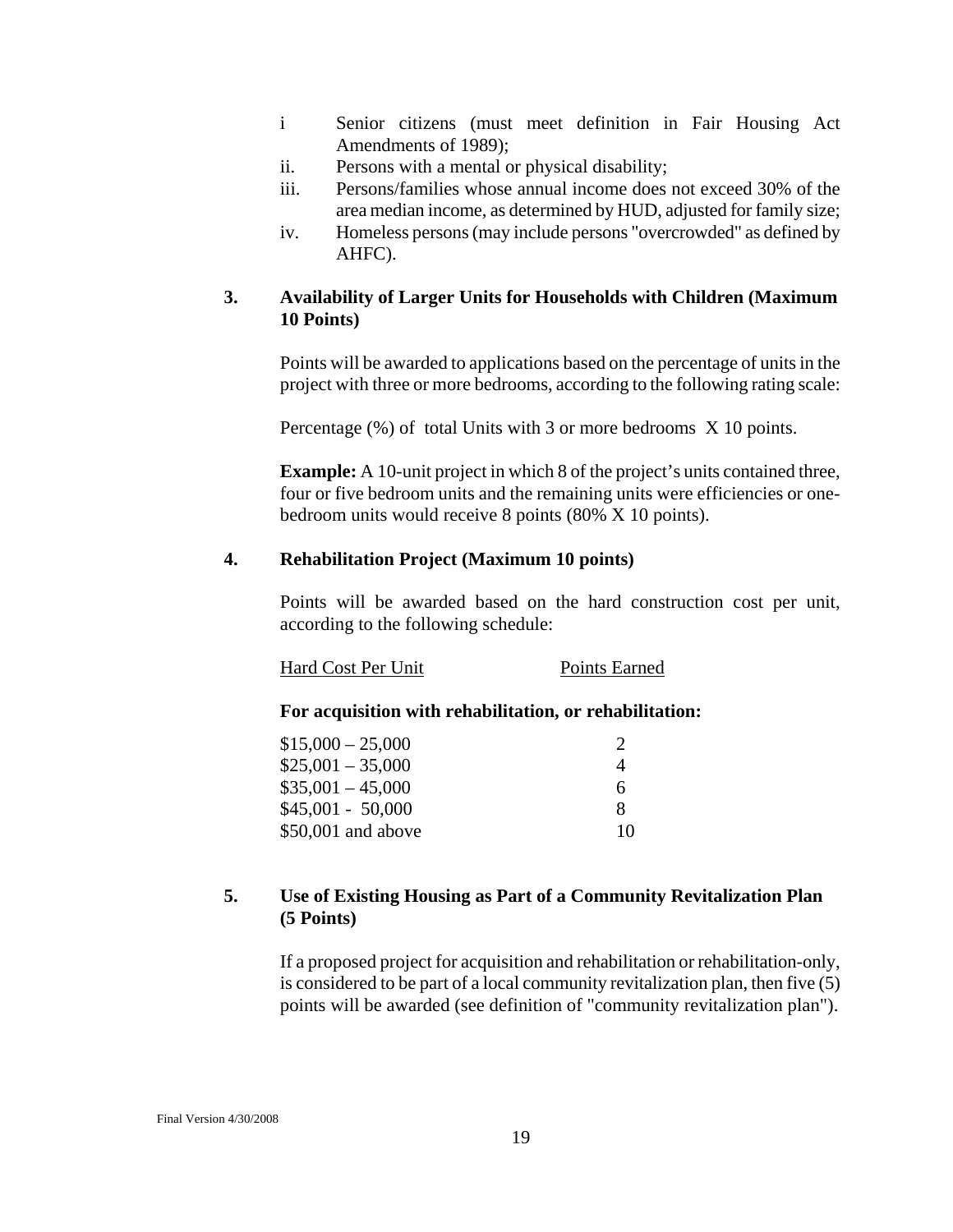i. Senior citizens (must meet definition in Fair Housing Act Amendments of 1989);
ii. Persons with a mental or physical disability;
iii. Persons/families whose annual income does not exceed 30% of the area median income, as determined by HUD, adjusted for family size;
iv. Homeless persons (may include persons "overcrowded" as defined by AHFC).

### 3. Availability of Larger Units for Households with Children (Maximum 10 Points)

Points will be awarded to applications based on the percentage of units in the project with three or more bedrooms, according to the following rating scale:

Percentage (%) of total Units with 3 or more bedrooms X 10 points.

**Example:** A 10-unit project in which 8 of the project's units contained three, four or five bedroom units and the remaining units were efficiencies or one-bedroom units would receive 8 points (80% X 10 points).

### 4. Rehabilitation Project (Maximum 10 points)

Points will be awarded based on the hard construction cost per unit, according to the following schedule:

| Hard Cost Per Unit | Points Earned |
|---|---|
| **For acquisition with rehabilitation, or rehabilitation:** | |
| $15,000 – 25,000 | 2 |
| $25,001 – 35,000 | 4 |
| $35,001 – 45,000 | 6 |
| $45,001 - 50,000 | 8 |
| $50,001 and above | 10 |

### 5. Use of Existing Housing as Part of a Community Revitalization Plan (5 Points)

If a proposed project for acquisition and rehabilitation or rehabilitation-only, is considered to be part of a local community revitalization plan, then five (5) points will be awarded (see definition of "community revitalization plan").

Final Version 4/30/2008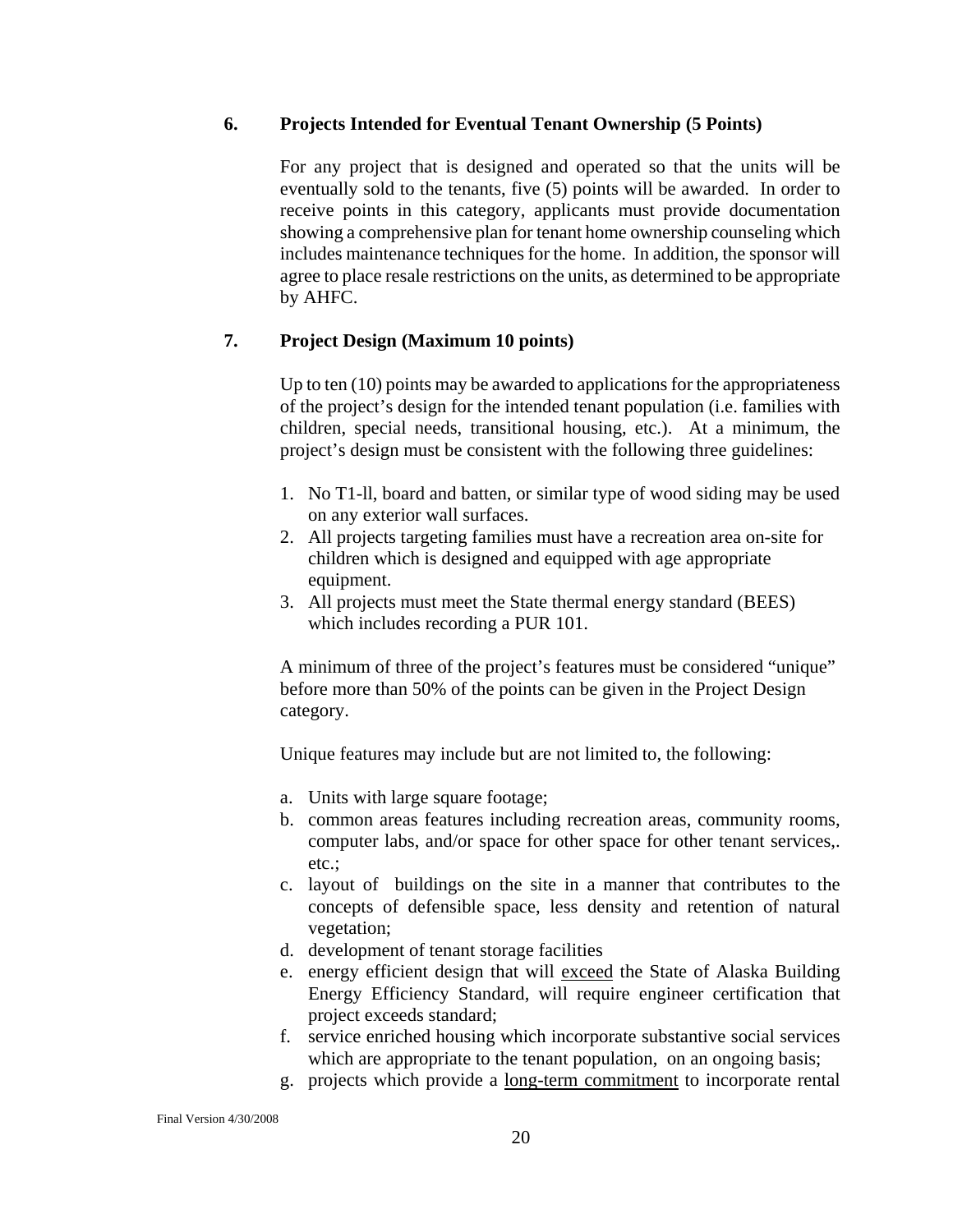### 6. Projects Intended for Eventual Tenant Ownership (5 Points)

For any project that is designed and operated so that the units will be eventually sold to the tenants, five (5) points will be awarded. In order to receive points in this category, applicants must provide documentation showing a comprehensive plan for tenant home ownership counseling which includes maintenance techniques for the home. In addition, the sponsor will agree to place resale restrictions on the units, as determined to be appropriate by AHFC.

### 7. Project Design (Maximum 10 points)

Up to ten (10) points may be awarded to applications for the appropriateness of the project's design for the intended tenant population (i.e. families with children, special needs, transitional housing, etc.). At a minimum, the project's design must be consistent with the following three guidelines:

1. No T1-ll, board and batten, or similar type of wood siding may be used on any exterior wall surfaces.
2. All projects targeting families must have a recreation area on-site for children which is designed and equipped with age appropriate equipment.
3. All projects must meet the State thermal energy standard (BEES) which includes recording a PUR 101.

A minimum of three of the project's features must be considered "unique" before more than 50% of the points can be given in the Project Design category.

Unique features may include but are not limited to, the following:

a. Units with large square footage;
b. common areas features including recreation areas, community rooms, computer labs, and/or space for other space for other tenant services,. etc.;
c. layout of buildings on the site in a manner that contributes to the concepts of defensible space, less density and retention of natural vegetation;
d. development of tenant storage facilities
e. energy efficient design that will <u>exceed</u> the State of Alaska Building Energy Efficiency Standard, will require engineer certification that project exceeds standard;
f. service enriched housing which incorporate substantive social services which are appropriate to the tenant population, on an ongoing basis;
g. projects which provide a <u>long-term commitment</u> to incorporate rental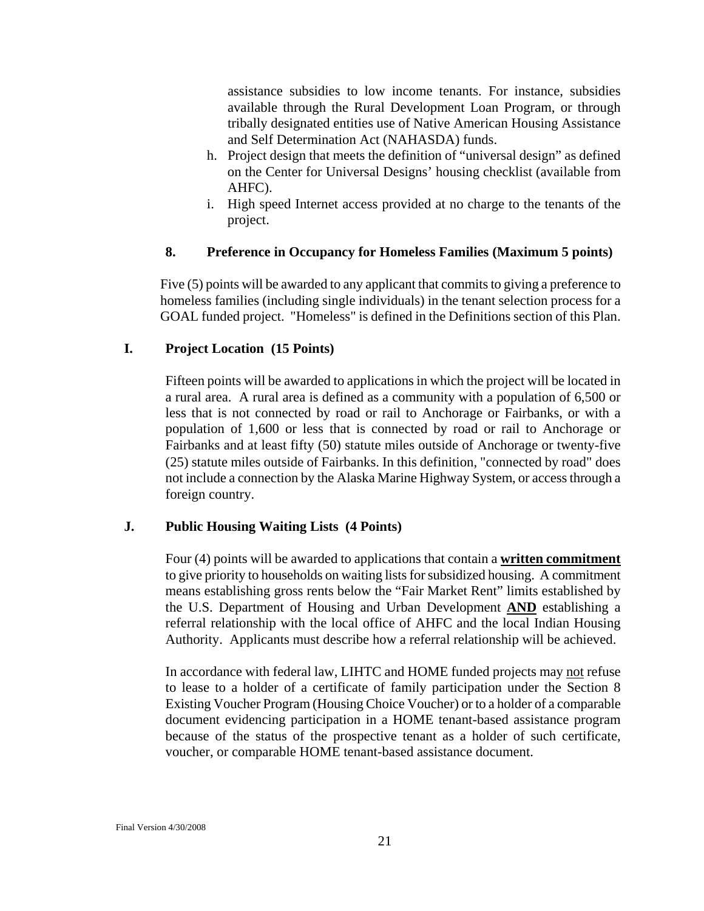assistance subsidies to low income tenants. For instance, subsidies available through the Rural Development Loan Program, or through tribally designated entities use of Native American Housing Assistance and Self Determination Act (NAHASDA) funds.

h. Project design that meets the definition of "universal design" as defined on the Center for Universal Designs' housing checklist (available from AHFC).
i. High speed Internet access provided at no charge to the tenants of the project.

### 8. Preference in Occupancy for Homeless Families (Maximum 5 points)

Five (5) points will be awarded to any applicant that commits to giving a preference to homeless families (including single individuals) in the tenant selection process for a GOAL funded project. "Homeless" is defined in the Definitions section of this Plan.

## I. Project Location (15 Points)

Fifteen points will be awarded to applications in which the project will be located in a rural area. A rural area is defined as a community with a population of 6,500 or less that is not connected by road or rail to Anchorage or Fairbanks, or with a population of 1,600 or less that is connected by road or rail to Anchorage or Fairbanks and at least fifty (50) statute miles outside of Anchorage or twenty-five (25) statute miles outside of Fairbanks. In this definition, "connected by road" does not include a connection by the Alaska Marine Highway System, or access through a foreign country.

## J. Public Housing Waiting Lists (4 Points)

Four (4) points will be awarded to applications that contain a **written commitment** to give priority to households on waiting lists for subsidized housing. A commitment means establishing gross rents below the "Fair Market Rent" limits established by the U.S. Department of Housing and Urban Development **AND** establishing a referral relationship with the local office of AHFC and the local Indian Housing Authority. Applicants must describe how a referral relationship will be achieved.

In accordance with federal law, LIHTC and HOME funded projects may not refuse to lease to a holder of a certificate of family participation under the Section 8 Existing Voucher Program (Housing Choice Voucher) or to a holder of a comparable document evidencing participation in a HOME tenant-based assistance program because of the status of the prospective tenant as a holder of such certificate, voucher, or comparable HOME tenant-based assistance document.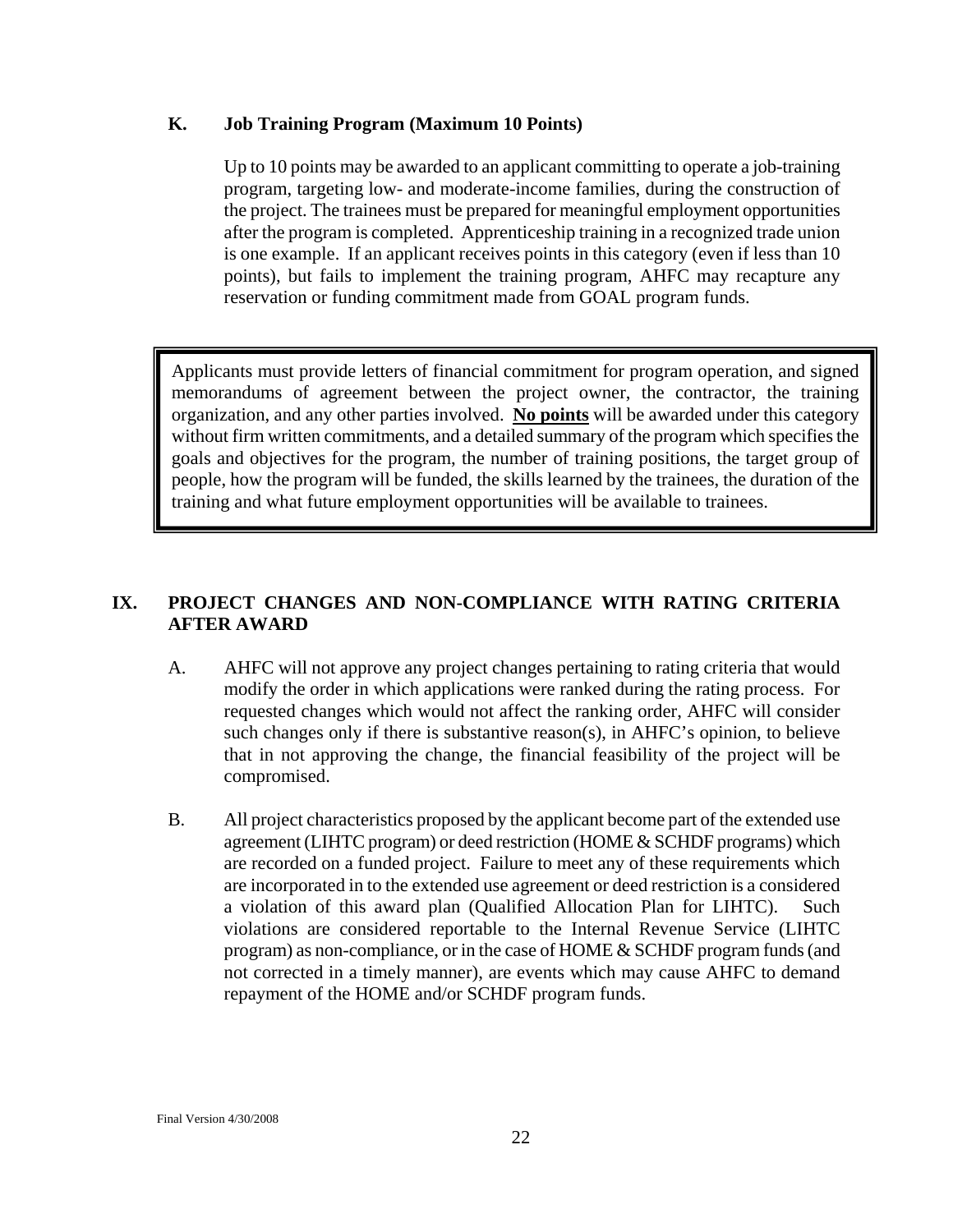### K. Job Training Program (Maximum 10 Points)

Up to 10 points may be awarded to an applicant committing to operate a job-training program, targeting low- and moderate-income families, during the construction of the project. The trainees must be prepared for meaningful employment opportunities after the program is completed. Apprenticeship training in a recognized trade union is one example. If an applicant receives points in this category (even if less than 10 points), but fails to implement the training program, AHFC may recapture any reservation or funding commitment made from GOAL program funds.

> Applicants must provide letters of financial commitment for program operation, and signed memorandums of agreement between the project owner, the contractor, the training organization, and any other parties involved. **No points** will be awarded under this category without firm written commitments, and a detailed summary of the program which specifies the goals and objectives for the program, the number of training positions, the target group of people, how the program will be funded, the skills learned by the trainees, the duration of the training and what future employment opportunities will be available to trainees.

## IX. PROJECT CHANGES AND NON-COMPLIANCE WITH RATING CRITERIA AFTER AWARD

A. AHFC will not approve any project changes pertaining to rating criteria that would modify the order in which applications were ranked during the rating process. For requested changes which would not affect the ranking order, AHFC will consider such changes only if there is substantive reason(s), in AHFC's opinion, to believe that in not approving the change, the financial feasibility of the project will be compromised.

B. All project characteristics proposed by the applicant become part of the extended use agreement (LIHTC program) or deed restriction (HOME & SCHDF programs) which are recorded on a funded project. Failure to meet any of these requirements which are incorporated in to the extended use agreement or deed restriction is a considered a violation of this award plan (Qualified Allocation Plan for LIHTC). Such violations are considered reportable to the Internal Revenue Service (LIHTC program) as non-compliance, or in the case of HOME & SCHDF program funds (and not corrected in a timely manner), are events which may cause AHFC to demand repayment of the HOME and/or SCHDF program funds.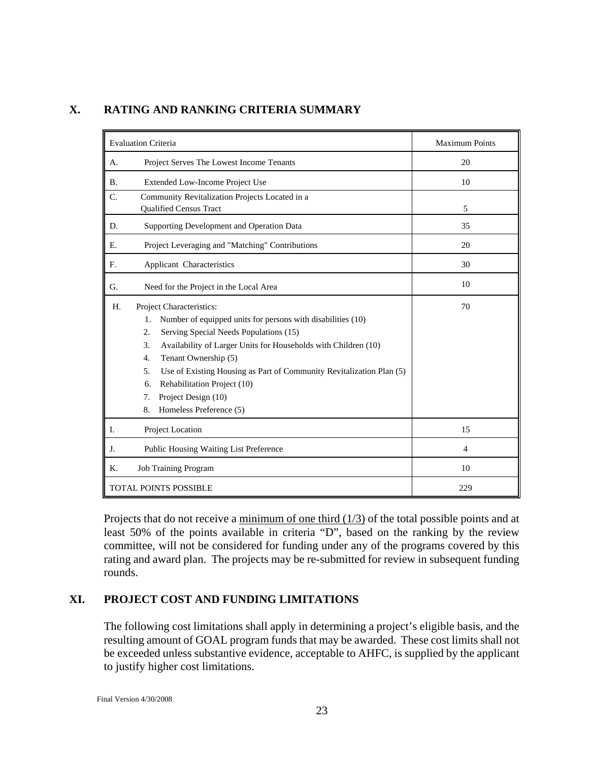## X. RATING AND RANKING CRITERIA SUMMARY

| Evaluation Criteria | Maximum Points |
|---|---|
| A. Project Serves The Lowest Income Tenants | 20 |
| B. Extended Low-Income Project Use | 10 |
| C. Community Revitalization Projects Located in a Qualified Census Tract | 5 |
| D. Supporting Development and Operation Data | 35 |
| E. Project Leveraging and "Matching" Contributions | 20 |
| F. Applicant Characteristics | 30 |
| G. Need for the Project in the Local Area | 10 |
| H. Project Characteristics:<br>1. Number of equipped units for persons with disabilities (10)<br>2. Serving Special Needs Populations (15)<br>3. Availability of Larger Units for Households with Children (10)<br>4. Tenant Ownership (5)<br>5. Use of Existing Housing as Part of Community Revitalization Plan (5)<br>6. Rehabilitation Project (10)<br>7. Project Design (10)<br>8. Homeless Preference (5) | 70 |
| I. Project Location | 15 |
| J. Public Housing Waiting List Preference | 4 |
| K. Job Training Program | 10 |
| TOTAL POINTS POSSIBLE | 229 |

Projects that do not receive a minimum of one third (1/3) of the total possible points and at least 50% of the points available in criteria "D", based on the ranking by the review committee, will not be considered for funding under any of the programs covered by this rating and award plan. The projects may be re-submitted for review in subsequent funding rounds.

## XI. PROJECT COST AND FUNDING LIMITATIONS

The following cost limitations shall apply in determining a project's eligible basis, and the resulting amount of GOAL program funds that may be awarded. These cost limits shall not be exceeded unless substantive evidence, acceptable to AHFC, is supplied by the applicant to justify higher cost limitations.

Final Version 4/30/2008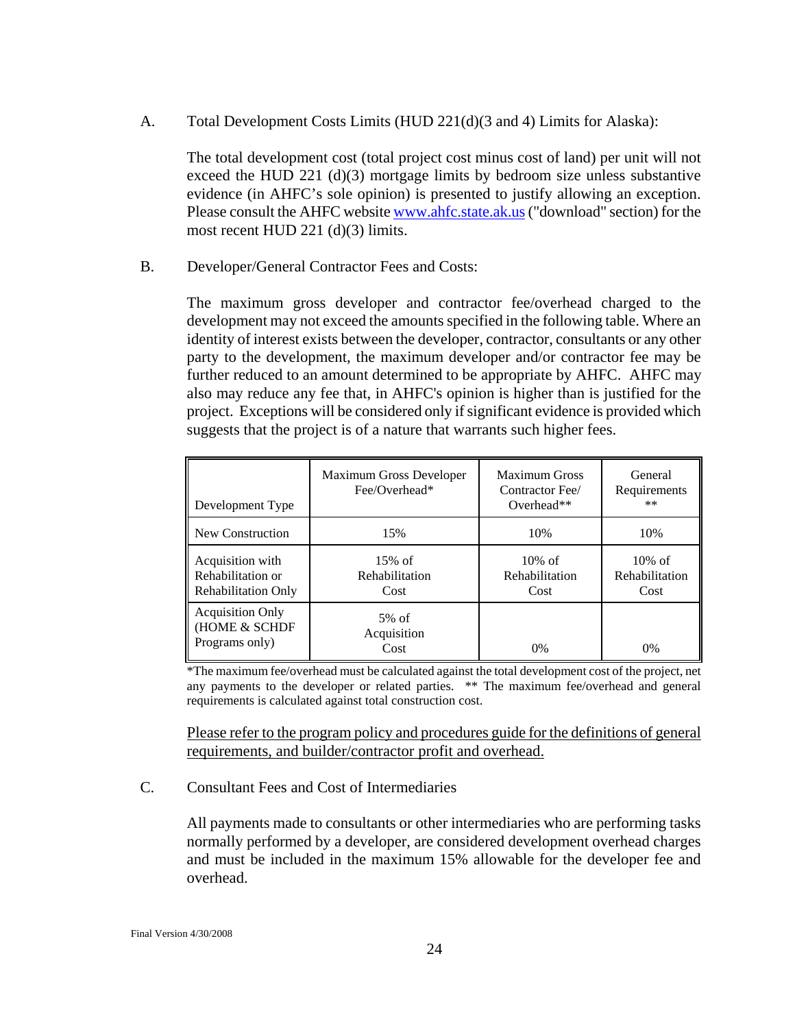A. Total Development Costs Limits (HUD 221(d)(3 and 4) Limits for Alaska):

The total development cost (total project cost minus cost of land) per unit will not exceed the HUD 221 (d)(3) mortgage limits by bedroom size unless substantive evidence (in AHFC's sole opinion) is presented to justify allowing an exception. Please consult the AHFC website www.ahfc.state.ak.us ("download" section) for the most recent HUD 221 (d)(3) limits.

B. Developer/General Contractor Fees and Costs:

The maximum gross developer and contractor fee/overhead charged to the development may not exceed the amounts specified in the following table. Where an identity of interest exists between the developer, contractor, consultants or any other party to the development, the maximum developer and/or contractor fee may be further reduced to an amount determined to be appropriate by AHFC. AHFC may also may reduce any fee that, in AHFC's opinion is higher than is justified for the project. Exceptions will be considered only if significant evidence is provided which suggests that the project is of a nature that warrants such higher fees.

| Development Type | Maximum Gross Developer Fee/Overhead* | Maximum Gross Contractor Fee/ Overhead** | General Requirements ** |
|---|---|---|---|
| New Construction | 15% | 10% | 10% |
| Acquisition with Rehabilitation or Rehabilitation Only | 15% of Rehabilitation Cost | 10% of Rehabilitation Cost | 10% of Rehabilitation Cost |
| Acquisition Only (HOME & SCHDF Programs only) | 5% of Acquisition Cost | 0% | 0% |

*The maximum fee/overhead must be calculated against the total development cost of the project, net any payments to the developer or related parties. ** The maximum fee/overhead and general requirements is calculated against total construction cost.

Please refer to the program policy and procedures guide for the definitions of general requirements, and builder/contractor profit and overhead.

C. Consultant Fees and Cost of Intermediaries

All payments made to consultants or other intermediaries who are performing tasks normally performed by a developer, are considered development overhead charges and must be included in the maximum 15% allowable for the developer fee and overhead.

Final Version 4/30/2008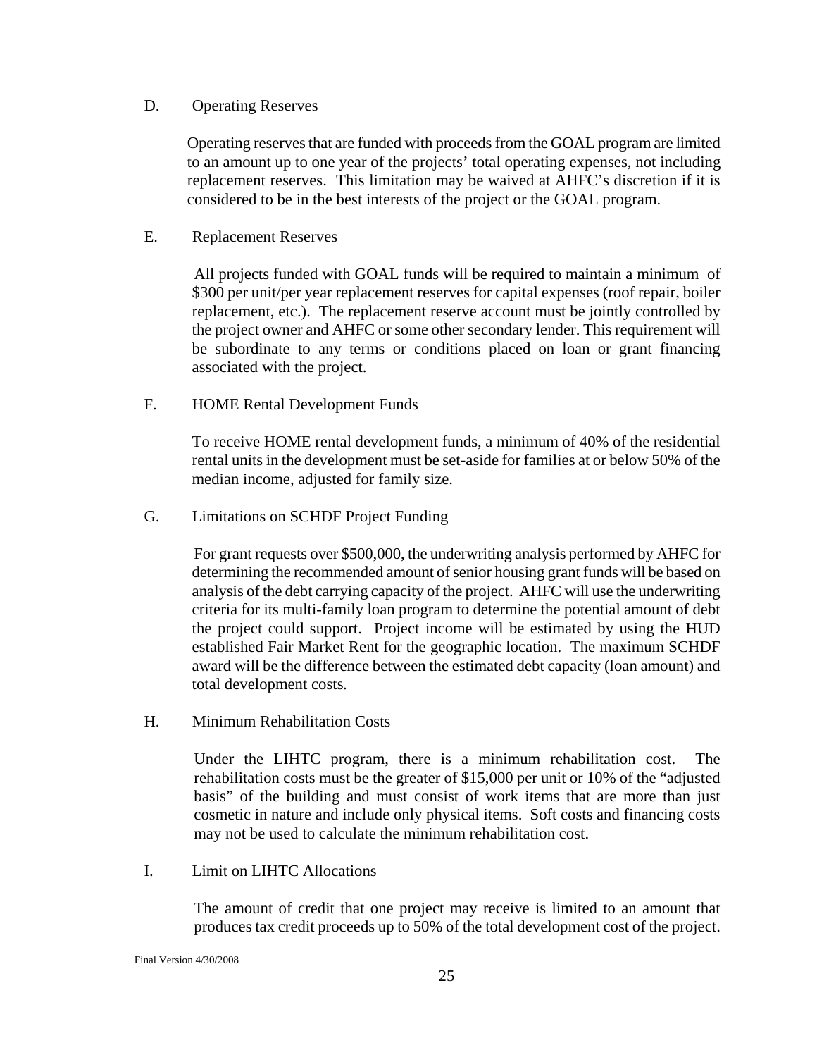D. Operating Reserves

Operating reserves that are funded with proceeds from the GOAL program are limited to an amount up to one year of the projects' total operating expenses, not including replacement reserves. This limitation may be waived at AHFC's discretion if it is considered to be in the best interests of the project or the GOAL program.

E. Replacement Reserves

All projects funded with GOAL funds will be required to maintain a minimum of $300 per unit/per year replacement reserves for capital expenses (roof repair, boiler replacement, etc.). The replacement reserve account must be jointly controlled by the project owner and AHFC or some other secondary lender. This requirement will be subordinate to any terms or conditions placed on loan or grant financing associated with the project.

F. HOME Rental Development Funds

To receive HOME rental development funds, a minimum of 40% of the residential rental units in the development must be set-aside for families at or below 50% of the median income, adjusted for family size.

G. Limitations on SCHDF Project Funding

For grant requests over $500,000, the underwriting analysis performed by AHFC for determining the recommended amount of senior housing grant funds will be based on analysis of the debt carrying capacity of the project. AHFC will use the underwriting criteria for its multi-family loan program to determine the potential amount of debt the project could support. Project income will be estimated by using the HUD established Fair Market Rent for the geographic location. The maximum SCHDF award will be the difference between the estimated debt capacity (loan amount) and total development costs.

H. Minimum Rehabilitation Costs

Under the LIHTC program, there is a minimum rehabilitation cost. The rehabilitation costs must be the greater of $15,000 per unit or 10% of the "adjusted basis" of the building and must consist of work items that are more than just cosmetic in nature and include only physical items. Soft costs and financing costs may not be used to calculate the minimum rehabilitation cost.

I. Limit on LIHTC Allocations

The amount of credit that one project may receive is limited to an amount that produces tax credit proceeds up to 50% of the total development cost of the project.

Final Version 4/30/2008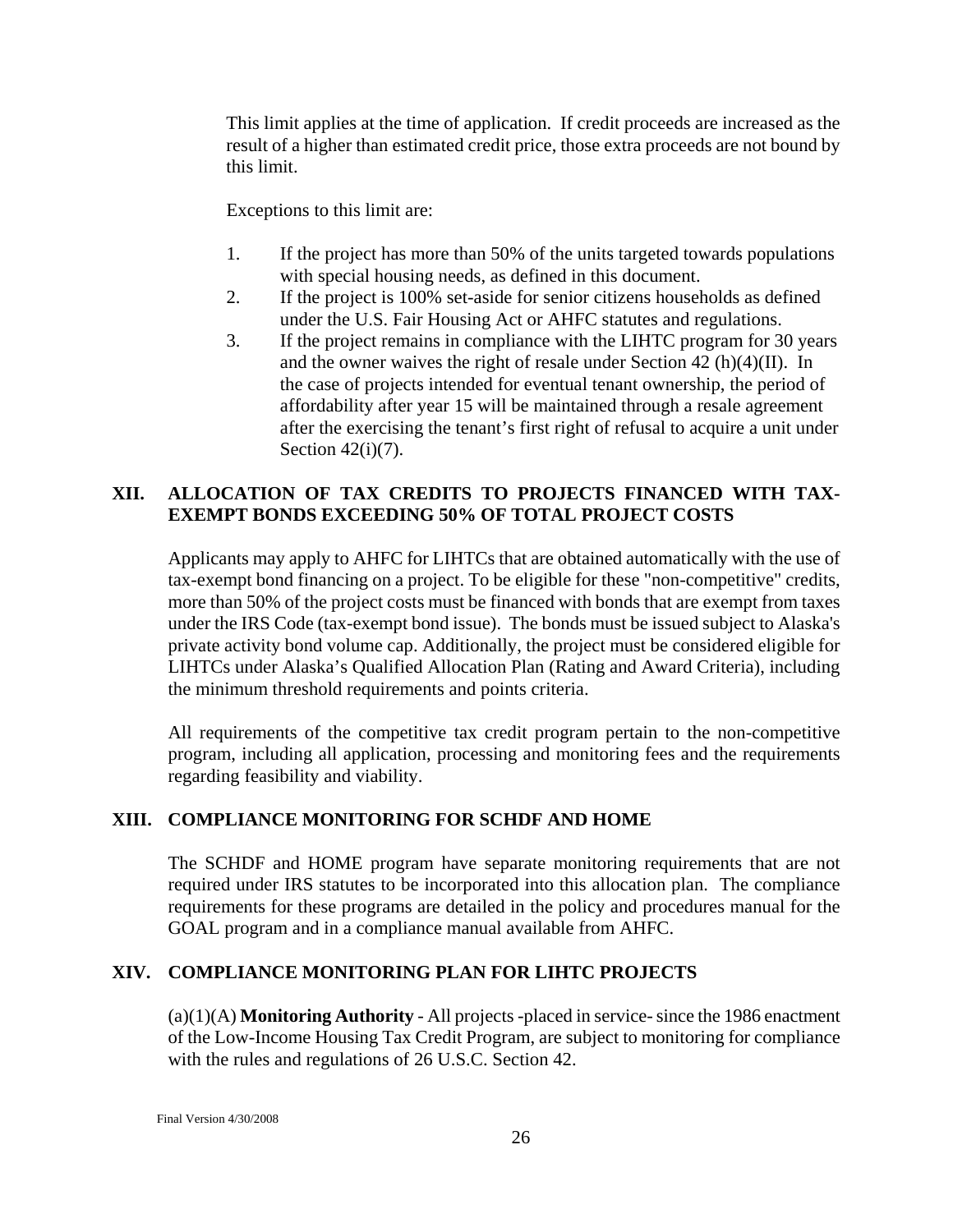This limit applies at the time of application. If credit proceeds are increased as the result of a higher than estimated credit price, those extra proceeds are not bound by this limit.

Exceptions to this limit are:

1. If the project has more than 50% of the units targeted towards populations with special housing needs, as defined in this document.
2. If the project is 100% set-aside for senior citizens households as defined under the U.S. Fair Housing Act or AHFC statutes and regulations.
3. If the project remains in compliance with the LIHTC program for 30 years and the owner waives the right of resale under Section 42 (h)(4)(II). In the case of projects intended for eventual tenant ownership, the period of affordability after year 15 will be maintained through a resale agreement after the exercising the tenant's first right of refusal to acquire a unit under Section 42(i)(7).

## XII. ALLOCATION OF TAX CREDITS TO PROJECTS FINANCED WITH TAX-EXEMPT BONDS EXCEEDING 50% OF TOTAL PROJECT COSTS

Applicants may apply to AHFC for LIHTCs that are obtained automatically with the use of tax-exempt bond financing on a project. To be eligible for these "non-competitive" credits, more than 50% of the project costs must be financed with bonds that are exempt from taxes under the IRS Code (tax-exempt bond issue). The bonds must be issued subject to Alaska's private activity bond volume cap. Additionally, the project must be considered eligible for LIHTCs under Alaska's Qualified Allocation Plan (Rating and Award Criteria), including the minimum threshold requirements and points criteria.

All requirements of the competitive tax credit program pertain to the non-competitive program, including all application, processing and monitoring fees and the requirements regarding feasibility and viability.

## XIII. COMPLIANCE MONITORING FOR SCHDF AND HOME

The SCHDF and HOME program have separate monitoring requirements that are not required under IRS statutes to be incorporated into this allocation plan. The compliance requirements for these programs are detailed in the policy and procedures manual for the GOAL program and in a compliance manual available from AHFC.

## XIV. COMPLIANCE MONITORING PLAN FOR LIHTC PROJECTS

(a)(1)(A) **Monitoring Authority** - All projects -placed in service- since the 1986 enactment of the Low-Income Housing Tax Credit Program, are subject to monitoring for compliance with the rules and regulations of 26 U.S.C. Section 42.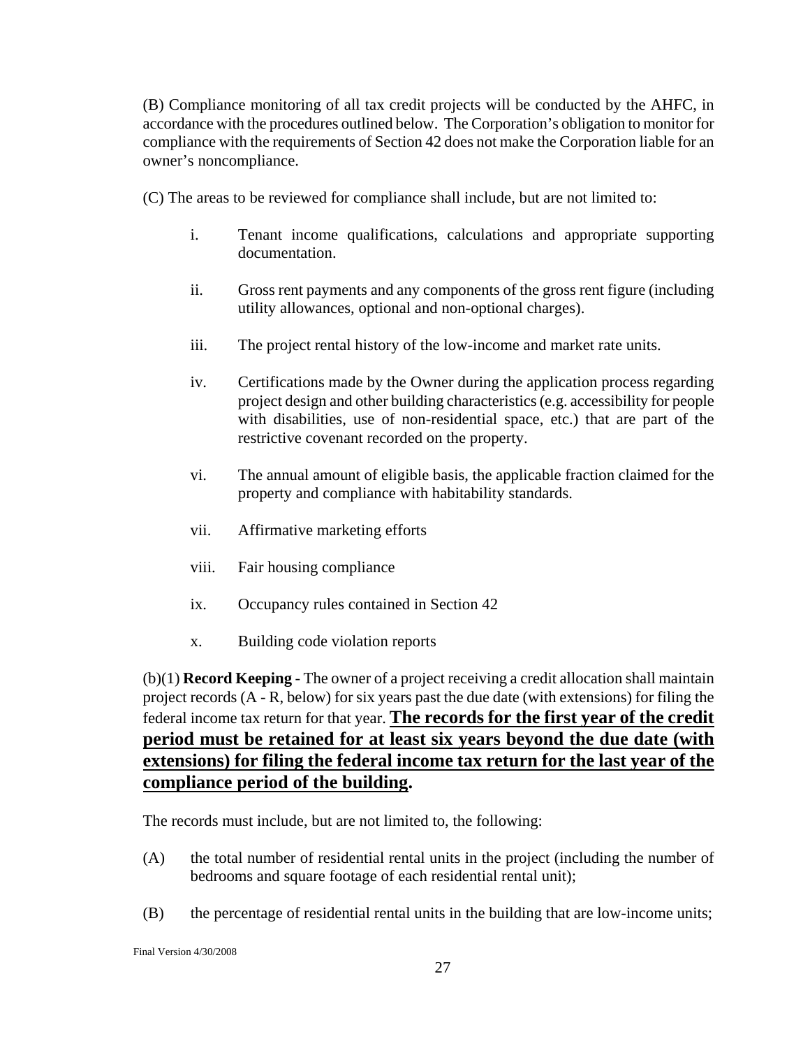(B) Compliance monitoring of all tax credit projects will be conducted by the AHFC, in accordance with the procedures outlined below. The Corporation's obligation to monitor for compliance with the requirements of Section 42 does not make the Corporation liable for an owner's noncompliance.

(C) The areas to be reviewed for compliance shall include, but are not limited to:

- i. Tenant income qualifications, calculations and appropriate supporting documentation.
- ii. Gross rent payments and any components of the gross rent figure (including utility allowances, optional and non-optional charges).
- iii. The project rental history of the low-income and market rate units.
- iv. Certifications made by the Owner during the application process regarding project design and other building characteristics (e.g. accessibility for people with disabilities, use of non-residential space, etc.) that are part of the restrictive covenant recorded on the property.
- vi. The annual amount of eligible basis, the applicable fraction claimed for the property and compliance with habitability standards.
- vii. Affirmative marketing efforts
- viii. Fair housing compliance
- ix. Occupancy rules contained in Section 42
- x. Building code violation reports

(b)(1) **Record Keeping** - The owner of a project receiving a credit allocation shall maintain project records (A - R, below) for six years past the due date (with extensions) for filing the federal income tax return for that year. **<u>The records for the first year of the credit period must be retained for at least six years beyond the due date (with extensions) for filing the federal income tax return for the last year of the compliance period of the building</u>.**

The records must include, but are not limited to, the following:

(A) the total number of residential rental units in the project (including the number of bedrooms and square footage of each residential rental unit);

(B) the percentage of residential rental units in the building that are low-income units;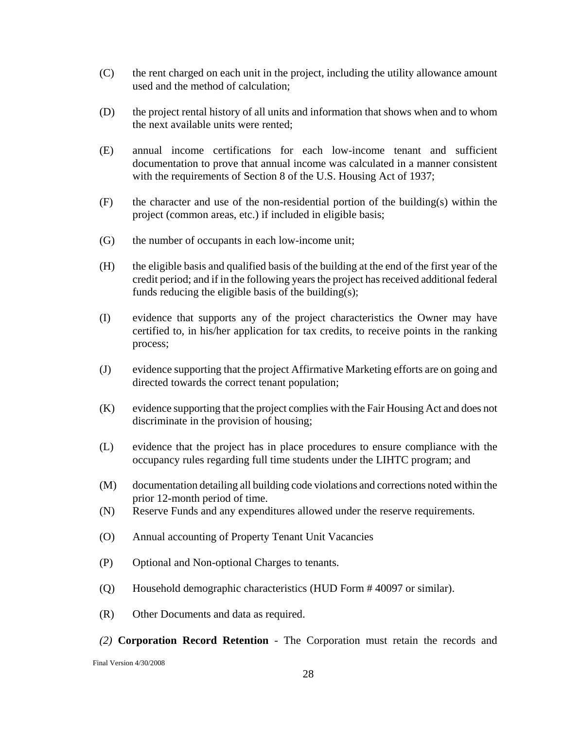(C) the rent charged on each unit in the project, including the utility allowance amount used and the method of calculation;

(D) the project rental history of all units and information that shows when and to whom the next available units were rented;

(E) annual income certifications for each low-income tenant and sufficient documentation to prove that annual income was calculated in a manner consistent with the requirements of Section 8 of the U.S. Housing Act of 1937;

(F) the character and use of the non-residential portion of the building(s) within the project (common areas, etc.) if included in eligible basis;

(G) the number of occupants in each low-income unit;

(H) the eligible basis and qualified basis of the building at the end of the first year of the credit period; and if in the following years the project has received additional federal funds reducing the eligible basis of the building(s);

(I) evidence that supports any of the project characteristics the Owner may have certified to, in his/her application for tax credits, to receive points in the ranking process;

(J) evidence supporting that the project Affirmative Marketing efforts are on going and directed towards the correct tenant population;

(K) evidence supporting that the project complies with the Fair Housing Act and does not discriminate in the provision of housing;

(L) evidence that the project has in place procedures to ensure compliance with the occupancy rules regarding full time students under the LIHTC program; and

(M) documentation detailing all building code violations and corrections noted within the prior 12-month period of time.

(N) Reserve Funds and any expenditures allowed under the reserve requirements.

(O) Annual accounting of Property Tenant Unit Vacancies

(P) Optional and Non-optional Charges to tenants.

(Q) Household demographic characteristics (HUD Form # 40097 or similar).

(R) Other Documents and data as required.

*(2)* **Corporation Record Retention** - The Corporation must retain the records and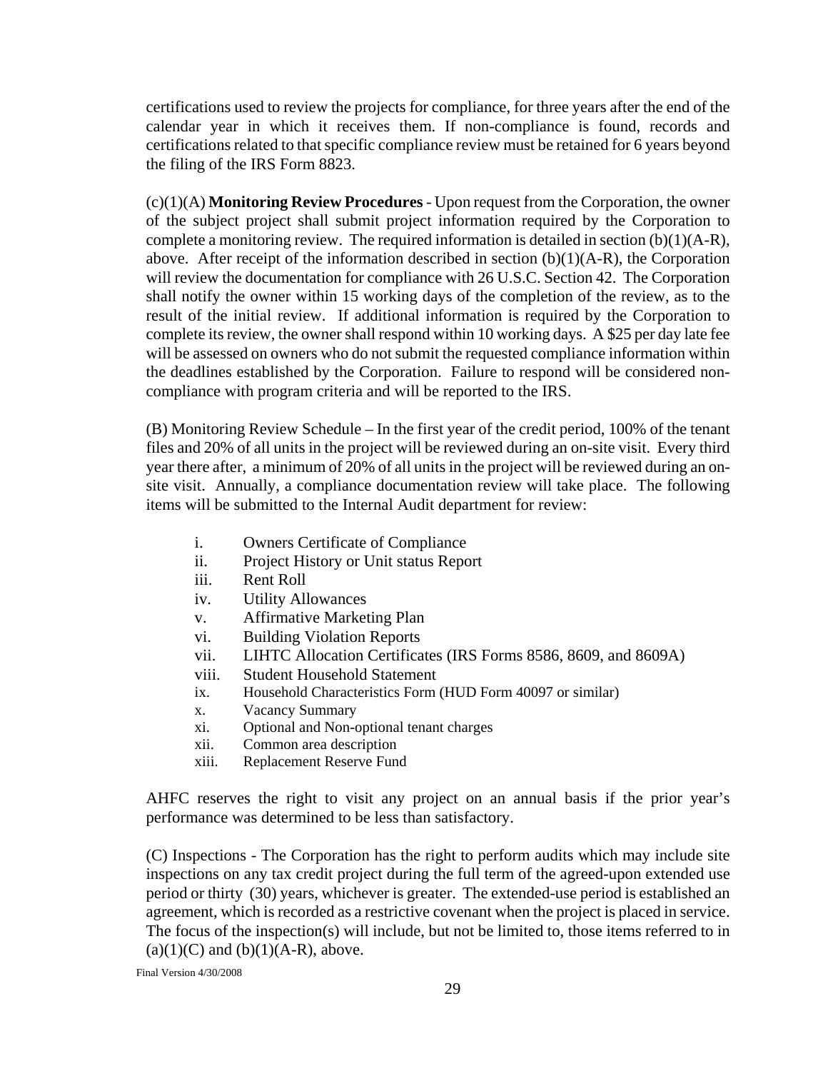certifications used to review the projects for compliance, for three years after the end of the calendar year in which it receives them. If non-compliance is found, records and certifications related to that specific compliance review must be retained for 6 years beyond the filing of the IRS Form 8823.

(c)(1)(A) **Monitoring Review Procedures** - Upon request from the Corporation, the owner of the subject project shall submit project information required by the Corporation to complete a monitoring review. The required information is detailed in section (b)(1)(A-R), above. After receipt of the information described in section (b)(1)(A-R), the Corporation will review the documentation for compliance with 26 U.S.C. Section 42. The Corporation shall notify the owner within 15 working days of the completion of the review, as to the result of the initial review. If additional information is required by the Corporation to complete its review, the owner shall respond within 10 working days. A $25 per day late fee will be assessed on owners who do not submit the requested compliance information within the deadlines established by the Corporation. Failure to respond will be considered non-compliance with program criteria and will be reported to the IRS.

(B) Monitoring Review Schedule – In the first year of the credit period, 100% of the tenant files and 20% of all units in the project will be reviewed during an on-site visit. Every third year there after, a minimum of 20% of all units in the project will be reviewed during an on-site visit. Annually, a compliance documentation review will take place. The following items will be submitted to the Internal Audit department for review:

i. Owners Certificate of Compliance
ii. Project History or Unit status Report
iii. Rent Roll
iv. Utility Allowances
v. Affirmative Marketing Plan
vi. Building Violation Reports
vii. LIHTC Allocation Certificates (IRS Forms 8586, 8609, and 8609A)
viii. Student Household Statement
ix. Household Characteristics Form (HUD Form 40097 or similar)
x. Vacancy Summary
xi. Optional and Non-optional tenant charges
xii. Common area description
xiii. Replacement Reserve Fund

AHFC reserves the right to visit any project on an annual basis if the prior year's performance was determined to be less than satisfactory.

(C) Inspections - The Corporation has the right to perform audits which may include site inspections on any tax credit project during the full term of the agreed-upon extended use period or thirty (30) years, whichever is greater. The extended-use period is established an agreement, which is recorded as a restrictive covenant when the project is placed in service. The focus of the inspection(s) will include, but not be limited to, those items referred to in (a)(1)(C) and (b)(1)(A-R), above.

Final Version 4/30/2008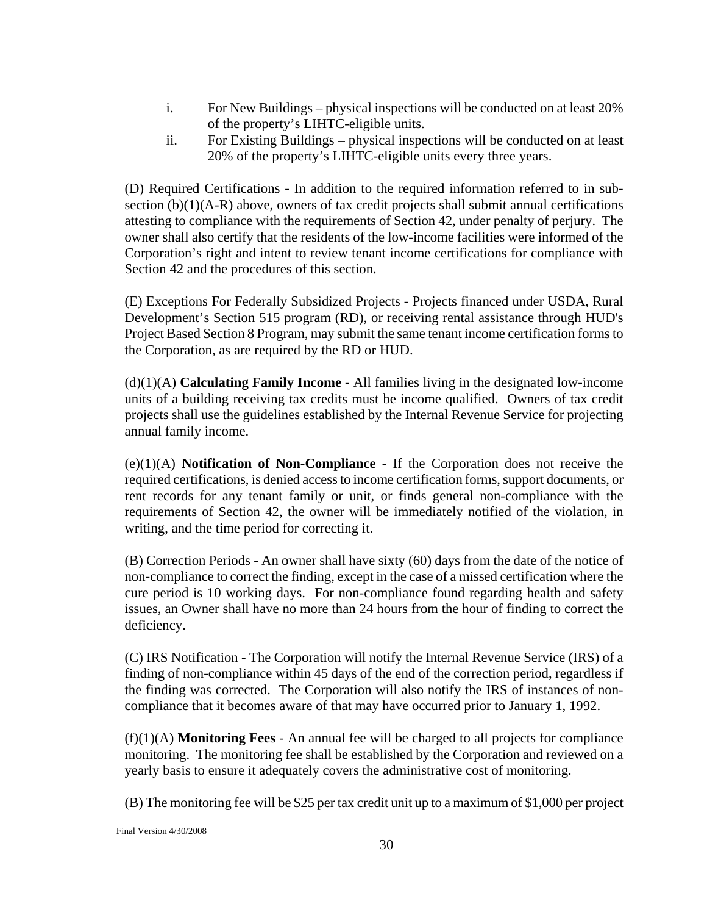i. For New Buildings – physical inspections will be conducted on at least 20% of the property's LIHTC-eligible units.

ii. For Existing Buildings – physical inspections will be conducted on at least 20% of the property's LIHTC-eligible units every three years.

(D) Required Certifications - In addition to the required information referred to in sub-section (b)(1)(A-R) above, owners of tax credit projects shall submit annual certifications attesting to compliance with the requirements of Section 42, under penalty of perjury. The owner shall also certify that the residents of the low-income facilities were informed of the Corporation's right and intent to review tenant income certifications for compliance with Section 42 and the procedures of this section.

(E) Exceptions For Federally Subsidized Projects - Projects financed under USDA, Rural Development's Section 515 program (RD), or receiving rental assistance through HUD's Project Based Section 8 Program, may submit the same tenant income certification forms to the Corporation, as are required by the RD or HUD.

(d)(1)(A) **Calculating Family Income** - All families living in the designated low-income units of a building receiving tax credits must be income qualified. Owners of tax credit projects shall use the guidelines established by the Internal Revenue Service for projecting annual family income.

(e)(1)(A) **Notification of Non-Compliance** - If the Corporation does not receive the required certifications, is denied access to income certification forms, support documents, or rent records for any tenant family or unit, or finds general non-compliance with the requirements of Section 42, the owner will be immediately notified of the violation, in writing, and the time period for correcting it.

(B) Correction Periods - An owner shall have sixty (60) days from the date of the notice of non-compliance to correct the finding, except in the case of a missed certification where the cure period is 10 working days. For non-compliance found regarding health and safety issues, an Owner shall have no more than 24 hours from the hour of finding to correct the deficiency.

(C) IRS Notification - The Corporation will notify the Internal Revenue Service (IRS) of a finding of non-compliance within 45 days of the end of the correction period, regardless if the finding was corrected. The Corporation will also notify the IRS of instances of non-compliance that it becomes aware of that may have occurred prior to January 1, 1992.

(f)(1)(A) **Monitoring Fees** - An annual fee will be charged to all projects for compliance monitoring. The monitoring fee shall be established by the Corporation and reviewed on a yearly basis to ensure it adequately covers the administrative cost of monitoring.

(B) The monitoring fee will be $25 per tax credit unit up to a maximum of $1,000 per project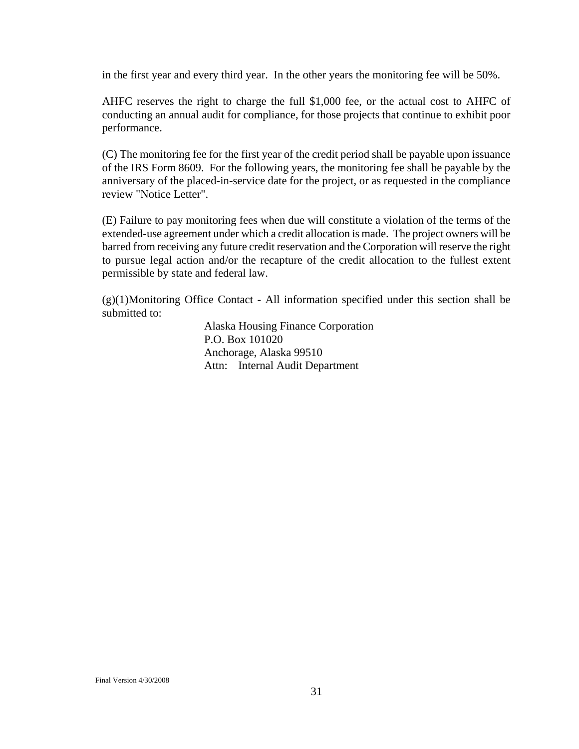in the first year and every third year. In the other years the monitoring fee will be 50%.

AHFC reserves the right to charge the full $1,000 fee, or the actual cost to AHFC of conducting an annual audit for compliance, for those projects that continue to exhibit poor performance.

(C) The monitoring fee for the first year of the credit period shall be payable upon issuance of the IRS Form 8609. For the following years, the monitoring fee shall be payable by the anniversary of the placed-in-service date for the project, or as requested in the compliance review "Notice Letter".

(E) Failure to pay monitoring fees when due will constitute a violation of the terms of the extended-use agreement under which a credit allocation is made. The project owners will be barred from receiving any future credit reservation and the Corporation will reserve the right to pursue legal action and/or the recapture of the credit allocation to the fullest extent permissible by state and federal law.

(g)(1)Monitoring Office Contact - All information specified under this section shall be submitted to:

Alaska Housing Finance Corporation
P.O. Box 101020
Anchorage, Alaska 99510
Attn: Internal Audit Department

Final Version 4/30/2008